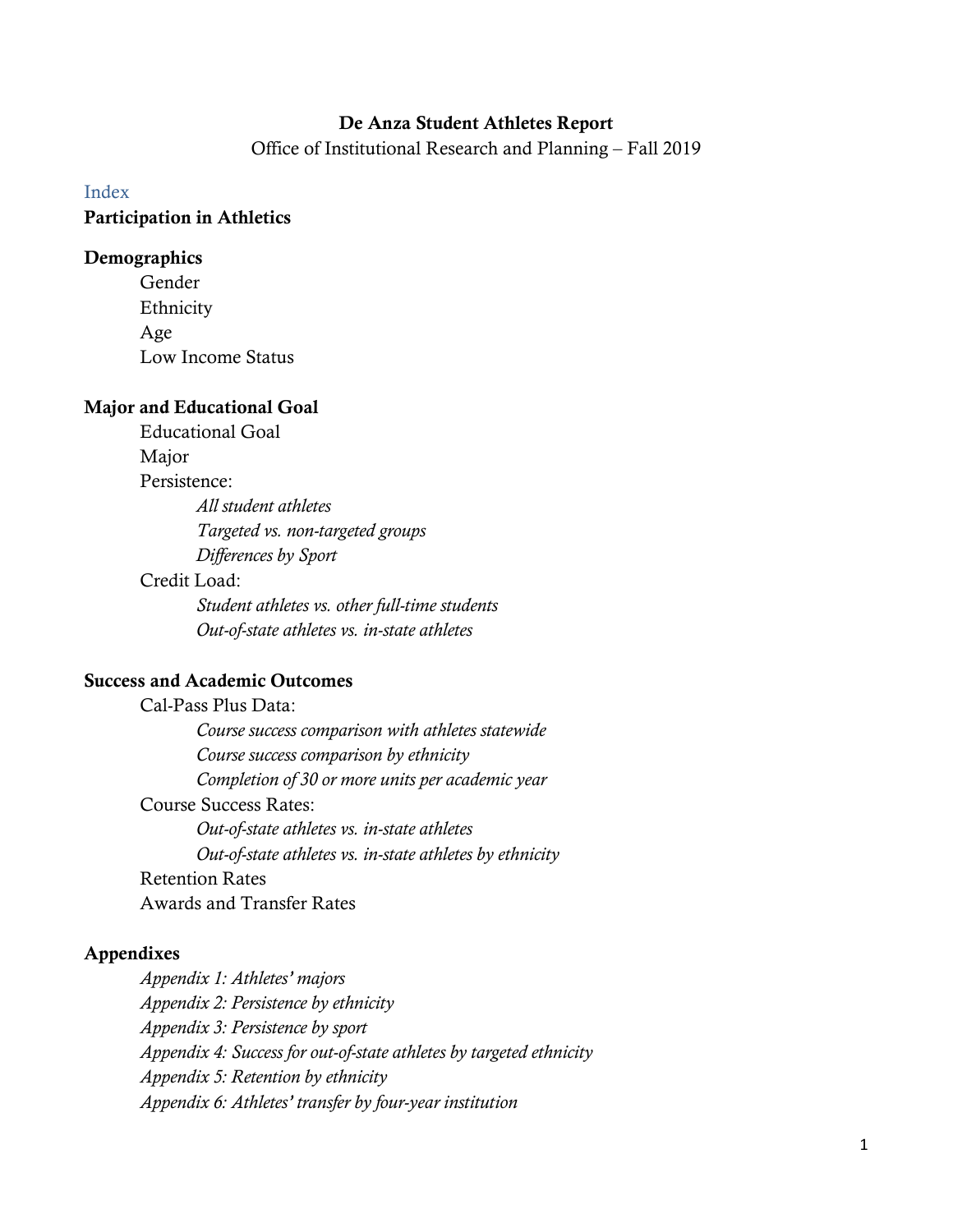# De Anza Student Athletes Report

Office of Institutional Research and Planning – Fall 2019

## Index

**Participation in Athletics**

**Demographics**

- Gender
- Ethnicity
- Age
- Low Income Status

**Major and Educational Goal**

- Educational Goal
- Major
- Persistence:
  - *All student athletes*
  - *Targeted vs. non-targeted groups*
  - *Differences by Sport*
- Credit Load:
  - *Student athletes vs. other full-time students*
  - *Out-of-state athletes vs. in-state athletes*

**Success and Academic Outcomes**

- Cal-Pass Plus Data:
  - *Course success comparison with athletes statewide*
  - *Course success comparison by ethnicity*
  - *Completion of 30 or more units per academic year*
- Course Success Rates:
  - *Out-of-state athletes vs. in-state athletes*
  - *Out-of-state athletes vs. in-state athletes by ethnicity*
- Retention Rates
- Awards and Transfer Rates

**Appendixes**

- *Appendix 1: Athletes' majors*
- *Appendix 2: Persistence by ethnicity*
- *Appendix 3: Persistence by sport*
- *Appendix 4: Success for out-of-state athletes by targeted ethnicity*
- *Appendix 5: Retention by ethnicity*
- *Appendix 6: Athletes' transfer by four-year institution*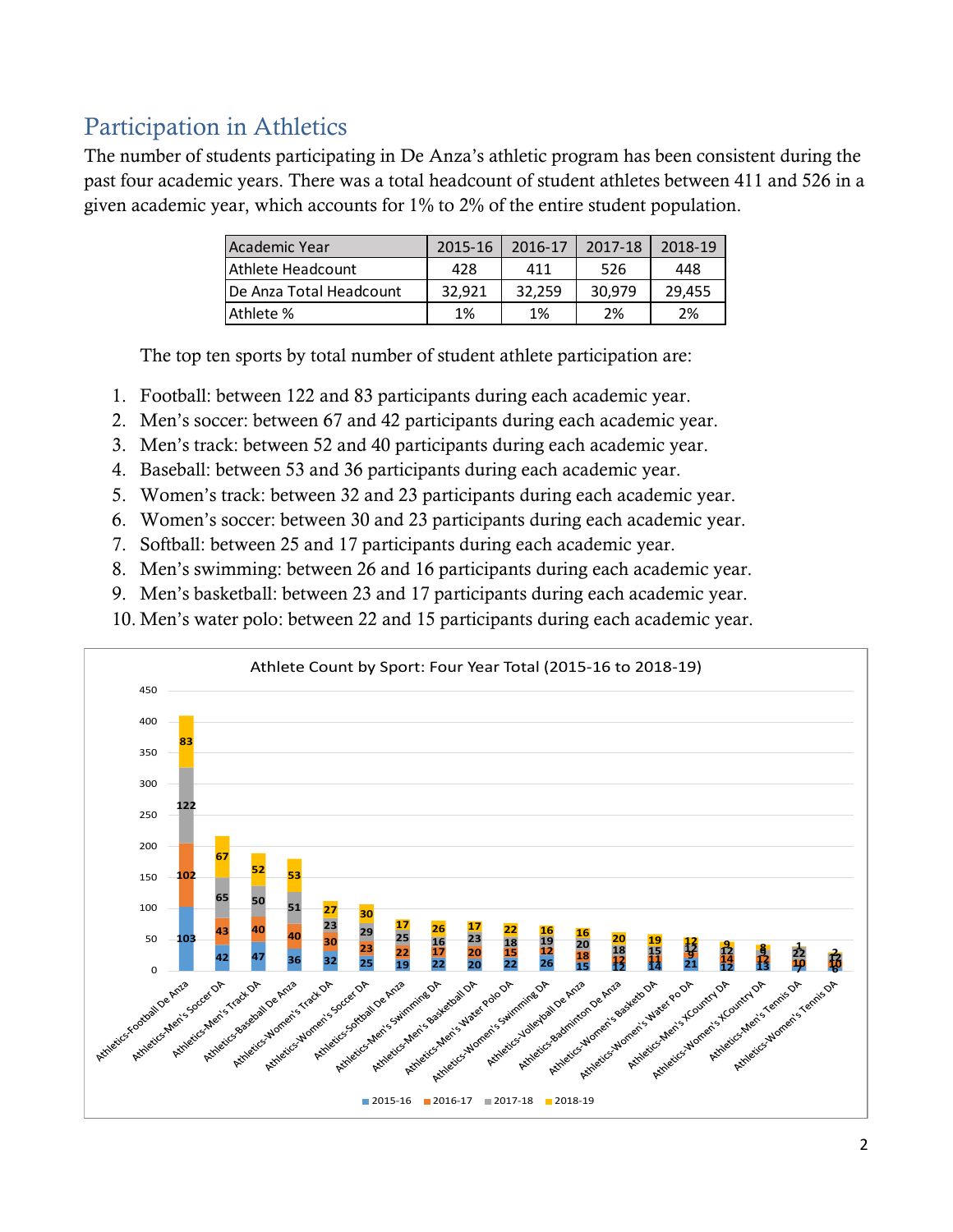## Participation in Athletics

The number of students participating in De Anza's athletic program has been consistent during the past four academic years. There was a total headcount of student athletes between 411 and 526 in a given academic year, which accounts for 1% to 2% of the entire student population.

| Academic Year | 2015-16 | 2016-17 | 2017-18 | 2018-19 |
|---|---|---|---|---|
| Athlete Headcount | 428 | 411 | 526 | 448 |
| De Anza Total Headcount | 32,921 | 32,259 | 30,979 | 29,455 |
| Athlete % | 1% | 1% | 2% | 2% |

The top ten sports by total number of student athlete participation are:

1. Football: between 122 and 83 participants during each academic year.
2. Men's soccer: between 67 and 42 participants during each academic year.
3. Men's track: between 52 and 40 participants during each academic year.
4. Baseball: between 53 and 36 participants during each academic year.
5. Women's track: between 32 and 23 participants during each academic year.
6. Women's soccer: between 30 and 23 participants during each academic year.
7. Softball: between 25 and 17 participants during each academic year.
8. Men's swimming: between 26 and 16 participants during each academic year.
9. Men's basketball: between 23 and 17 participants during each academic year.
10. Men's water polo: between 22 and 15 participants during each academic year.

Athlete Count by Sport: Four Year Total (2015-16 to 2018-19)

| Sport | 2015-16 | 2016-17 | 2017-18 | 2018-19 |
|---|---|---|---|---|
| Athletics-Football De Anza | 103 | 102 | 122 | 83 |
| Athletics-Men's Soccer DA | 42 | 43 | 65 | 67 |
| Athletics-Men's Track DA | 47 | 40 | 50 | 52 |
| Athletics-Baseball De Anza | 36 | 40 | 51 | 53 |
| Athletics-Women's Track DA | 32 | 30 | 23 | 27 |
| Athletics-Women's Soccer DA | 25 | 23 | 29 | 30 |
| Athletics-Softball De Anza | 19 | 22 | 25 | 17 |
| Athletics-Men's Swimming DA | 22 | 17 | 16 | 26 |
| Athletics-Men's Basketball DA | 20 | 20 | 23 | 17 |
| Athletics-Men's Water Polo DA | 22 | 15 | 18 | 22 |
| Athletics-Women's Swimming DA | 26 | 12 | 19 | 16 |
| Athletics-Volleyball De Anza | 15 | 18 | 20 | 16 |
| Athletics-Badminton De Anza | 12 | 12 | 18 | 20 |
| Athletics-Women's Basketb DA | 14 | 11 | 15 | 19 |
| Athletics-Women's Water Po DA | 21 | 9 | 12 | 12 |
| Athletics-Men's XCountry DA | 12 | 14 | 12 | 9 |
| Athletics-Women's XCountry DA | 13 | 12 | 9 | 8 |
| Athletics-Men's Tennis DA | 7 | 10 | 22 | 1 |
| Athletics-Women's Tennis DA | 6 | 10 | 12 | 2 |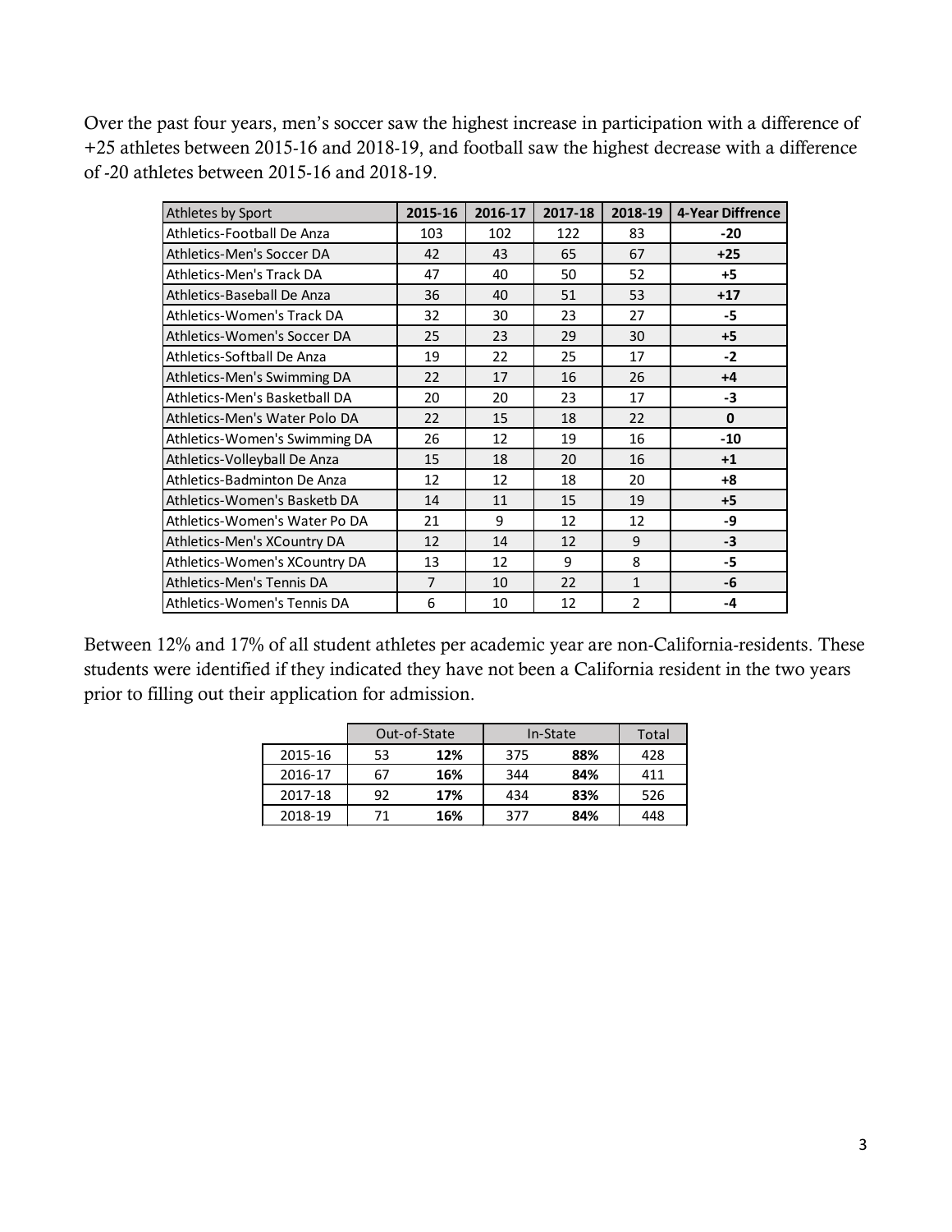Over the past four years, men's soccer saw the highest increase in participation with a difference of +25 athletes between 2015-16 and 2018-19, and football saw the highest decrease with a difference of -20 athletes between 2015-16 and 2018-19.

| Athletes by Sport | 2015-16 | 2016-17 | 2017-18 | 2018-19 | 4-Year Diffrence |
|---|---|---|---|---|---|
| Athletics-Football De Anza | 103 | 102 | 122 | 83 | **-20** |
| Athletics-Men's Soccer DA | 42 | 43 | 65 | 67 | **+25** |
| Athletics-Men's Track DA | 47 | 40 | 50 | 52 | **+5** |
| Athletics-Baseball De Anza | 36 | 40 | 51 | 53 | **+17** |
| Athletics-Women's Track DA | 32 | 30 | 23 | 27 | **-5** |
| Athletics-Women's Soccer DA | 25 | 23 | 29 | 30 | **+5** |
| Athletics-Softball De Anza | 19 | 22 | 25 | 17 | **-2** |
| Athletics-Men's Swimming DA | 22 | 17 | 16 | 26 | **+4** |
| Athletics-Men's Basketball DA | 20 | 20 | 23 | 17 | **-3** |
| Athletics-Men's Water Polo DA | 22 | 15 | 18 | 22 | **0** |
| Athletics-Women's Swimming DA | 26 | 12 | 19 | 16 | **-10** |
| Athletics-Volleyball De Anza | 15 | 18 | 20 | 16 | **+1** |
| Athletics-Badminton De Anza | 12 | 12 | 18 | 20 | **+8** |
| Athletics-Women's Basketb DA | 14 | 11 | 15 | 19 | **+5** |
| Athletics-Women's Water Po DA | 21 | 9 | 12 | 12 | **-9** |
| Athletics-Men's XCountry DA | 12 | 14 | 12 | 9 | **-3** |
| Athletics-Women's XCountry DA | 13 | 12 | 9 | 8 | **-5** |
| Athletics-Men's Tennis DA | 7 | 10 | 22 | 1 | **-6** |
| Athletics-Women's Tennis DA | 6 | 10 | 12 | 2 | **-4** |

Between 12% and 17% of all student athletes per academic year are non-California-residents. These students were identified if they indicated they have not been a California resident in the two years prior to filling out their application for admission.

| | Out-of-State | | In-State | | Total |
|---|---|---|---|---|---|
| 2015-16 | 53 | **12%** | 375 | **88%** | 428 |
| 2016-17 | 67 | **16%** | 344 | **84%** | 411 |
| 2017-18 | 92 | **17%** | 434 | **83%** | 526 |
| 2018-19 | 71 | **16%** | 377 | **84%** | 448 |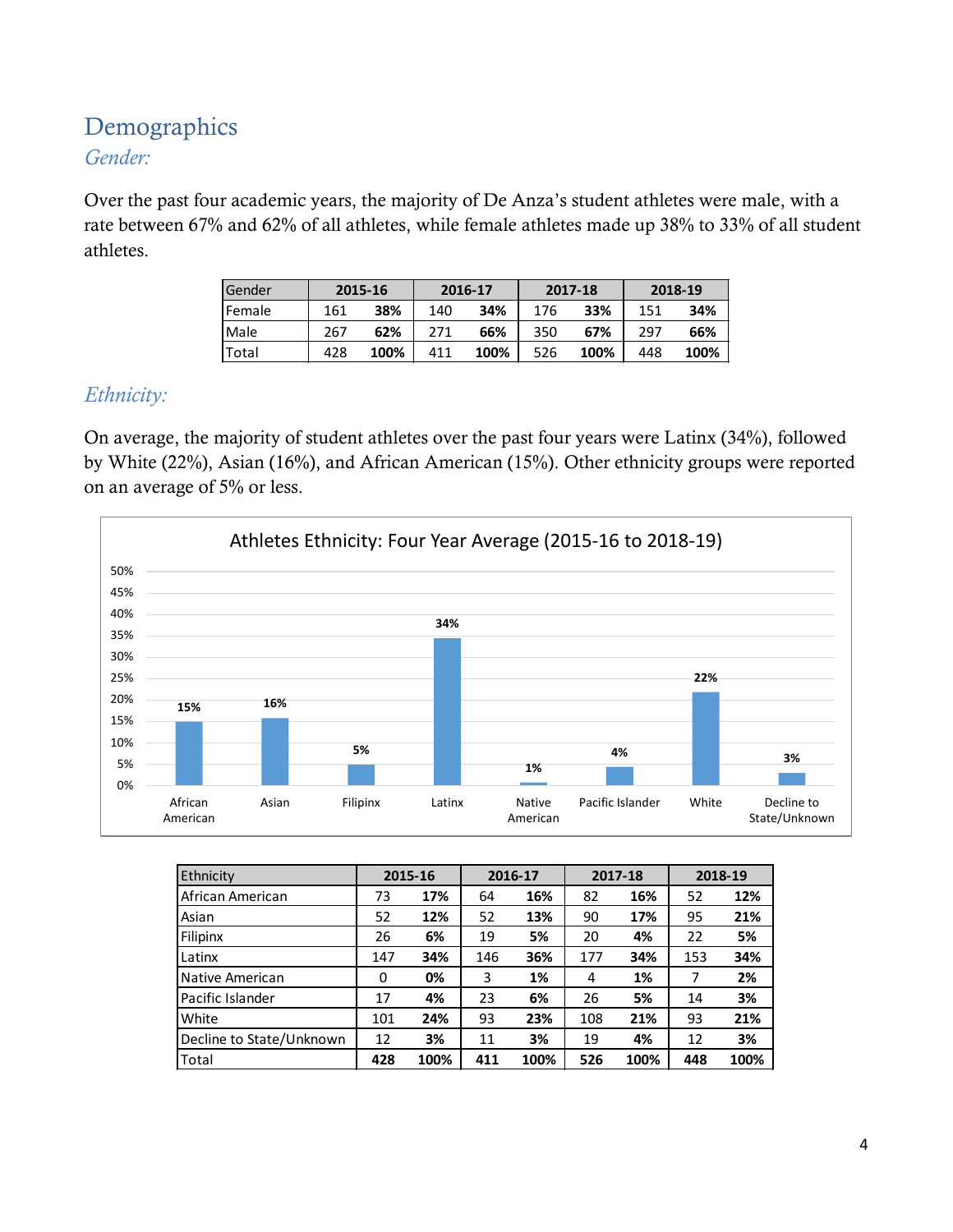# Demographics

## *Gender:*

Over the past four academic years, the majority of De Anza's student athletes were male, with a rate between 67% and 62% of all athletes, while female athletes made up 38% to 33% of all student athletes.

| Gender | 2015-16 | | 2016-17 | | 2017-18 | | 2018-19 | |
|---|---|---|---|---|---|---|---|---|
| Female | 161 | **38%** | 140 | **34%** | 176 | **33%** | 151 | **34%** |
| Male | 267 | **62%** | 271 | **66%** | 350 | **67%** | 297 | **66%** |
| Total | 428 | **100%** | 411 | **100%** | 526 | **100%** | 448 | **100%** |

## *Ethnicity:*

On average, the majority of student athletes over the past four years were Latinx (34%), followed by White (22%), Asian (16%), and African American (15%). Other ethnicity groups were reported on an average of 5% or less.

**Athletes Ethnicity: Four Year Average (2015-16 to 2018-19)**

| Ethnicity | Four Year Average |
|---|---|
| African American | 15% |
| Asian | 16% |
| Filipinx | 5% |
| Latinx | 34% |
| Native American | 1% |
| Pacific Islander | 4% |
| White | 22% |
| Decline to State/Unknown | 3% |

| Ethnicity | 2015-16 | | 2016-17 | | 2017-18 | | 2018-19 | |
|---|---|---|---|---|---|---|---|---|
| African American | 73 | **17%** | 64 | **16%** | 82 | **16%** | 52 | **12%** |
| Asian | 52 | **12%** | 52 | **13%** | 90 | **17%** | 95 | **21%** |
| Filipinx | 26 | **6%** | 19 | **5%** | 20 | **4%** | 22 | **5%** |
| Latinx | 147 | **34%** | 146 | **36%** | 177 | **34%** | 153 | **34%** |
| Native American | 0 | **0%** | 3 | **1%** | 4 | **1%** | 7 | **2%** |
| Pacific Islander | 17 | **4%** | 23 | **6%** | 26 | **5%** | 14 | **3%** |
| White | 101 | **24%** | 93 | **23%** | 108 | **21%** | 93 | **21%** |
| Decline to State/Unknown | 12 | **3%** | 11 | **3%** | 19 | **4%** | 12 | **3%** |
| Total | **428** | **100%** | **411** | **100%** | **526** | **100%** | **448** | **100%** |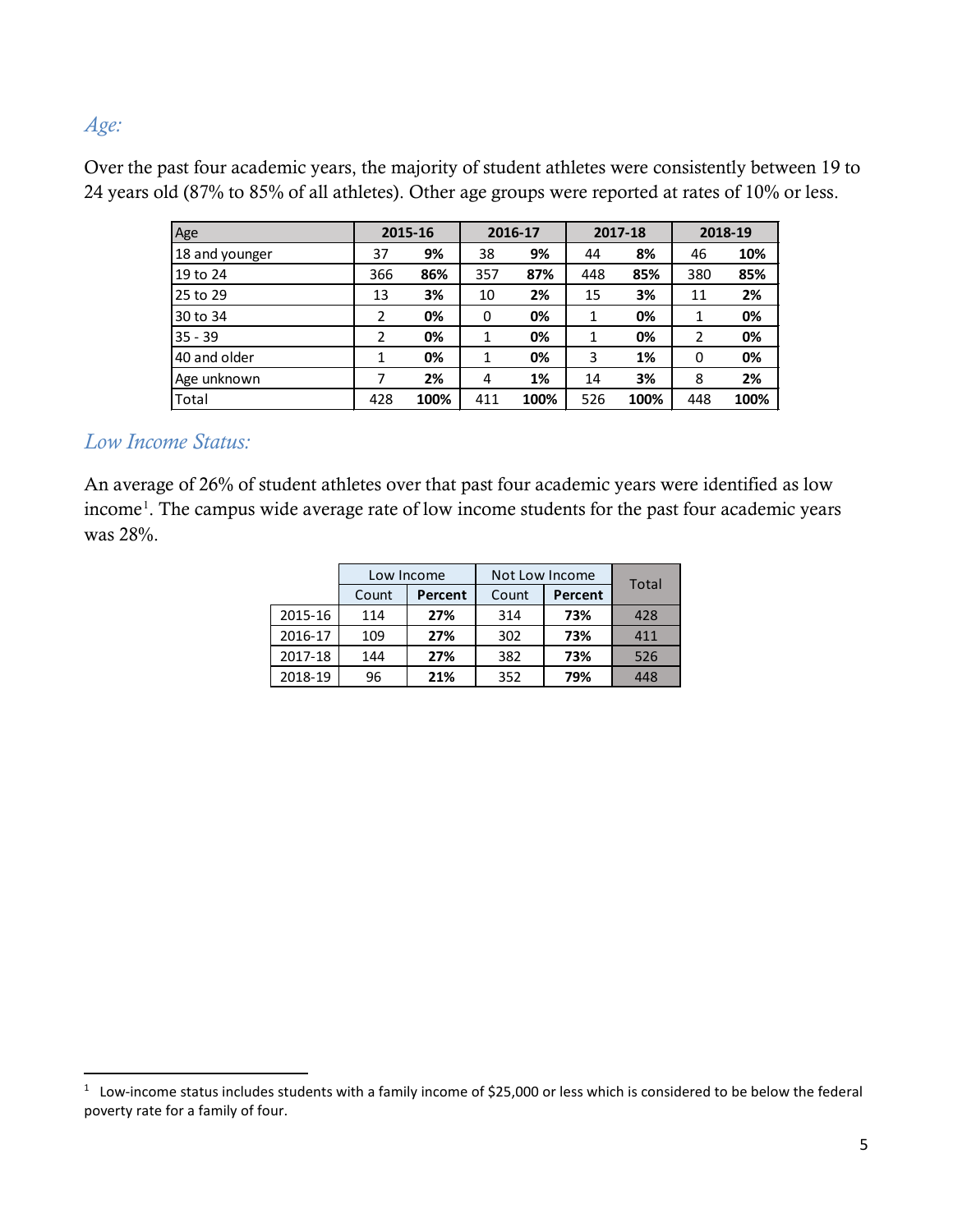### *Age:*

Over the past four academic years, the majority of student athletes were consistently between 19 to 24 years old (87% to 85% of all athletes). Other age groups were reported at rates of 10% or less.

| Age | 2015-16 | | 2016-17 | | 2017-18 | | 2018-19 | |
|---|---|---|---|---|---|---|---|---|
| 18 and younger | 37 | **9%** | 38 | **9%** | 44 | **8%** | 46 | **10%** |
| 19 to 24 | 366 | **86%** | 357 | **87%** | 448 | **85%** | 380 | **85%** |
| 25 to 29 | 13 | **3%** | 10 | **2%** | 15 | **3%** | 11 | **2%** |
| 30 to 34 | 2 | **0%** | 0 | **0%** | 1 | **0%** | 1 | **0%** |
| 35 - 39 | 2 | **0%** | 1 | **0%** | 1 | **0%** | 2 | **0%** |
| 40 and older | 1 | **0%** | 1 | **0%** | 3 | **1%** | 0 | **0%** |
| Age unknown | 7 | **2%** | 4 | **1%** | 14 | **3%** | 8 | **2%** |
| Total | 428 | **100%** | 411 | **100%** | 526 | **100%** | 448 | **100%** |

### *Low Income Status:*

An average of 26% of student athletes over that past four academic years were identified as low income[1]. The campus wide average rate of low income students for the past four academic years was 28%.

| | Low Income | | Not Low Income | | Total |
|---|---|---|---|---|---|
| | Count | **Percent** | Count | **Percent** | |
| 2015-16 | 114 | **27%** | 314 | **73%** | 428 |
| 2016-17 | 109 | **27%** | 302 | **73%** | 411 |
| 2017-18 | 144 | **27%** | 382 | **73%** | 526 |
| 2018-19 | 96 | **21%** | 352 | **79%** | 448 |

[1] Low-income status includes students with a family income of $25,000 or less which is considered to be below the federal poverty rate for a family of four.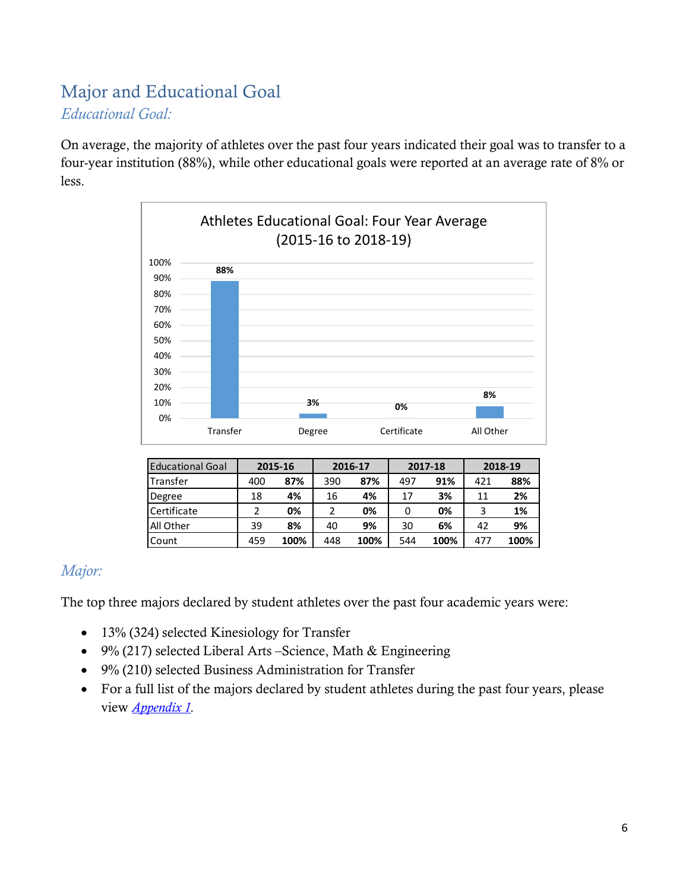## Major and Educational Goal

### *Educational Goal:*

On average, the majority of athletes over the past four years indicated their goal was to transfer to a four-year institution (88%), while other educational goals were reported at an average rate of 8% or less.

**Athletes Educational Goal: Four Year Average (2015-16 to 2018-19)**

| Educational Goal | Percent |
|---|---|
| Transfer | 88% |
| Degree | 3% |
| Certificate | 0% |
| All Other | 8% |

| Educational Goal | 2015-16 | | 2016-17 | | 2017-18 | | 2018-19 | |
|---|---|---|---|---|---|---|---|---|
| Transfer | 400 | **87%** | 390 | **87%** | 497 | **91%** | 421 | **88%** |
| Degree | 18 | **4%** | 16 | **4%** | 17 | **3%** | 11 | **2%** |
| Certificate | 2 | **0%** | 2 | **0%** | 0 | **0%** | 3 | **1%** |
| All Other | 39 | **8%** | 40 | **9%** | 30 | **6%** | 42 | **9%** |
| Count | 459 | **100%** | 448 | **100%** | 544 | **100%** | 477 | **100%** |

### *Major:*

The top three majors declared by student athletes over the past four academic years were:

- 13% (324) selected Kinesiology for Transfer
- 9% (217) selected Liberal Arts –Science, Math & Engineering
- 9% (210) selected Business Administration for Transfer
- For a full list of the majors declared by student athletes during the past four years, please view *Appendix 1*.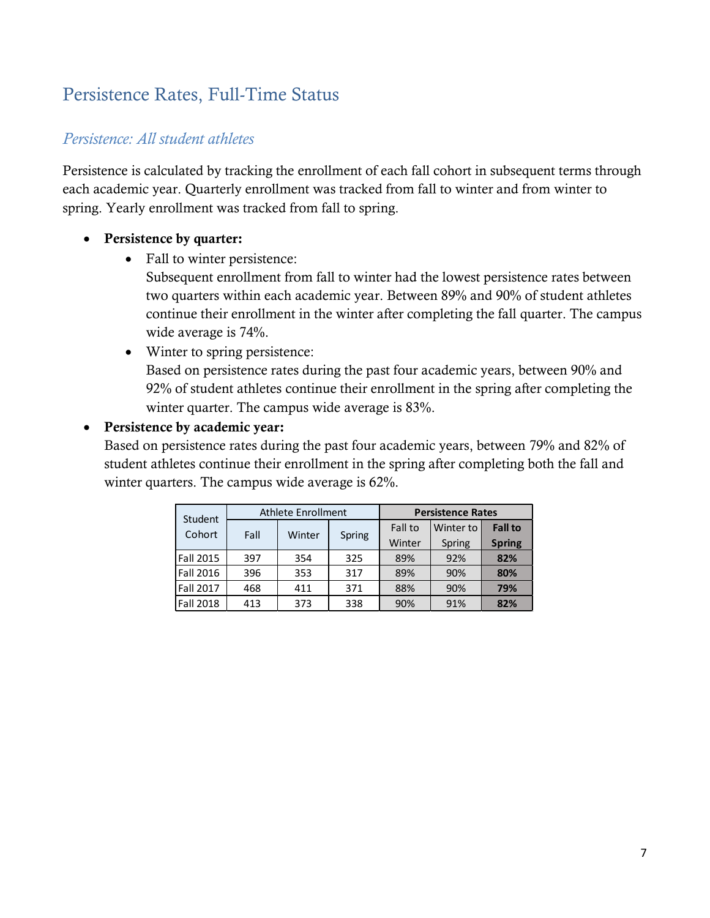## Persistence Rates, Full-Time Status

### *Persistence: All student athletes*

Persistence is calculated by tracking the enrollment of each fall cohort in subsequent terms through each academic year. Quarterly enrollment was tracked from fall to winter and from winter to spring. Yearly enrollment was tracked from fall to spring.

- **Persistence by quarter:**
  - Fall to winter persistence:
    Subsequent enrollment from fall to winter had the lowest persistence rates between two quarters within each academic year. Between 89% and 90% of student athletes continue their enrollment in the winter after completing the fall quarter. The campus wide average is 74%.
  - Winter to spring persistence:
    Based on persistence rates during the past four academic years, between 90% and 92% of student athletes continue their enrollment in the spring after completing the winter quarter. The campus wide average is 83%.
- **Persistence by academic year:**
  Based on persistence rates during the past four academic years, between 79% and 82% of student athletes continue their enrollment in the spring after completing both the fall and winter quarters. The campus wide average is 62%.

| Student Cohort | Athlete Enrollment | | | **Persistence Rates** | | |
|---|---|---|---|---|---|---|
| | Fall | Winter | Spring | Fall to Winter | Winter to Spring | **Fall to Spring** |
| Fall 2015 | 397 | 354 | 325 | 89% | 92% | **82%** |
| Fall 2016 | 396 | 353 | 317 | 89% | 90% | **80%** |
| Fall 2017 | 468 | 411 | 371 | 88% | 90% | **79%** |
| Fall 2018 | 413 | 373 | 338 | 90% | 91% | **82%** |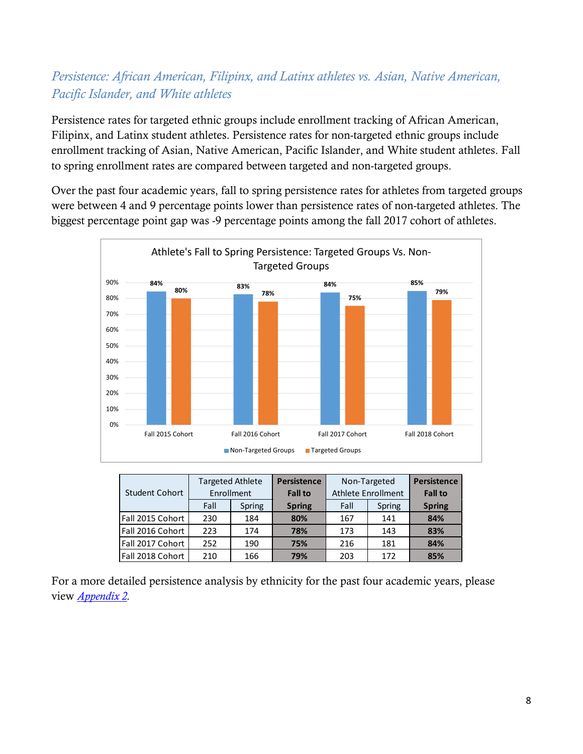### *Persistence: African American, Filipinx, and Latinx athletes vs. Asian, Native American, Pacific Islander, and White athletes*

Persistence rates for targeted ethnic groups include enrollment tracking of African American, Filipinx, and Latinx student athletes. Persistence rates for non-targeted ethnic groups include enrollment tracking of Asian, Native American, Pacific Islander, and White student athletes. Fall to spring enrollment rates are compared between targeted and non-targeted groups.

Over the past four academic years, fall to spring persistence rates for athletes from targeted groups were between 4 and 9 percentage points lower than persistence rates of non-targeted athletes. The biggest percentage point gap was -9 percentage points among the fall 2017 cohort of athletes.

Athlete's Fall to Spring Persistence: Targeted Groups Vs. Non-Targeted Groups

| Cohort | Non-Targeted Groups | Targeted Groups |
|---|---|---|
| Fall 2015 Cohort | 84% | 80% |
| Fall 2016 Cohort | 83% | 78% |
| Fall 2017 Cohort | 84% | 75% |
| Fall 2018 Cohort | 85% | 79% |

| Student Cohort | Targeted Athlete Enrollment | | **Persistence Fall to Spring** | Non-Targeted Athlete Enrollment | | **Persistence Fall to Spring** |
|---|---|---|---|---|---|---|
| | Fall | Spring | | Fall | Spring | |
| Fall 2015 Cohort | 230 | 184 | **80%** | 167 | 141 | **84%** |
| Fall 2016 Cohort | 223 | 174 | **78%** | 173 | 143 | **83%** |
| Fall 2017 Cohort | 252 | 190 | **75%** | 216 | 181 | **84%** |
| Fall 2018 Cohort | 210 | 166 | **79%** | 203 | 172 | **85%** |

For a more detailed persistence analysis by ethnicity for the past four academic years, please view *Appendix 2*.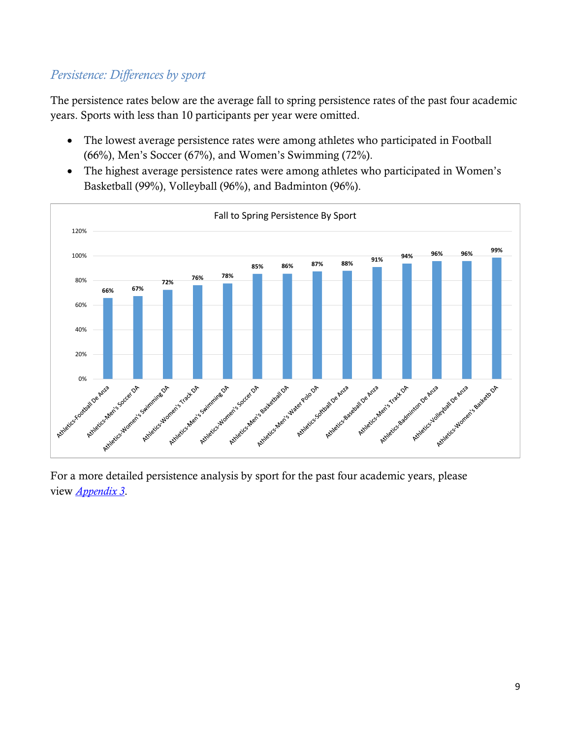### *Persistence: Differences by sport*

The persistence rates below are the average fall to spring persistence rates of the past four academic years. Sports with less than 10 participants per year were omitted.

- The lowest average persistence rates were among athletes who participated in Football (66%), Men's Soccer (67%), and Women's Swimming (72%).
- The highest average persistence rates were among athletes who participated in Women's Basketball (99%), Volleyball (96%), and Badminton (96%).

**Fall to Spring Persistence By Sport**

| Sport | Persistence |
|---|---|
| Athletics-Football De Anza | 66% |
| Athletics-Men's Soccer DA | 67% |
| Athletics-Women's Swimming DA | 72% |
| Athletics-Women's Track DA | 76% |
| Athletics-Men's Swimming DA | 78% |
| Athletics-Women's Soccer DA | 85% |
| Athletics-Men's Basketball DA | 86% |
| Athletics-Men's Water Polo DA | 87% |
| Athletics-Softball De Anza | 88% |
| Athletics-Baseball De Anza | 91% |
| Athletics-Men's Track DA | 94% |
| Athletics-Badminton De Anza | 96% |
| Athletics-Volleyball De Anza | 96% |
| Athletics-Women's Basketb DA | 99% |

For a more detailed persistence analysis by sport for the past four academic years, please view *Appendix 3*.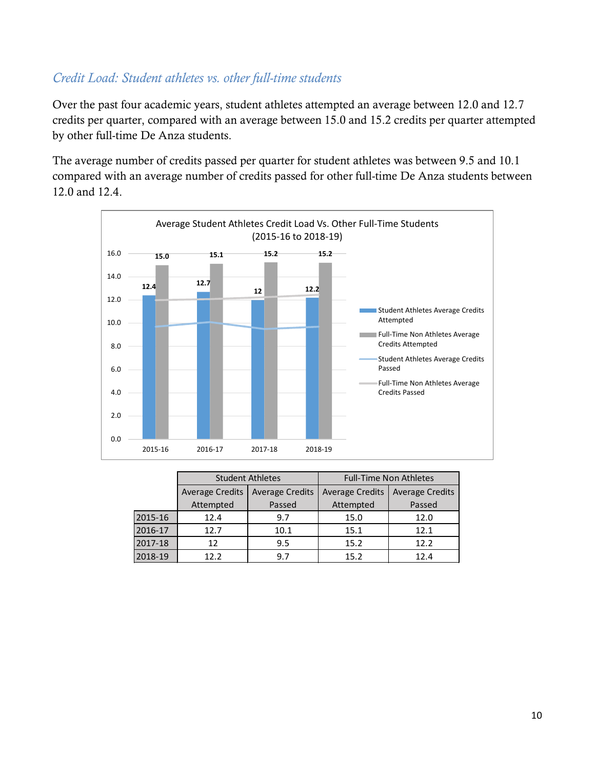*Credit Load: Student athletes vs. other full-time students*

Over the past four academic years, student athletes attempted an average between 12.0 and 12.7 credits per quarter, compared with an average between 15.0 and 15.2 credits per quarter attempted by other full-time De Anza students.

The average number of credits passed per quarter for student athletes was between 9.5 and 10.1 compared with an average number of credits passed for other full-time De Anza students between 12.0 and 12.4.

| | Student Athletes | | Full-Time Non Athletes | |
|---|---|---|---|---|
| | Average Credits Attempted | Average Credits Passed | Average Credits Attempted | Average Credits Passed |
| 2015-16 | 12.4 | 9.7 | 15.0 | 12.0 |
| 2016-17 | 12.7 | 10.1 | 15.1 | 12.1 |
| 2017-18 | 12 | 9.5 | 15.2 | 12.2 |
| 2018-19 | 12.2 | 9.7 | 15.2 | 12.4 |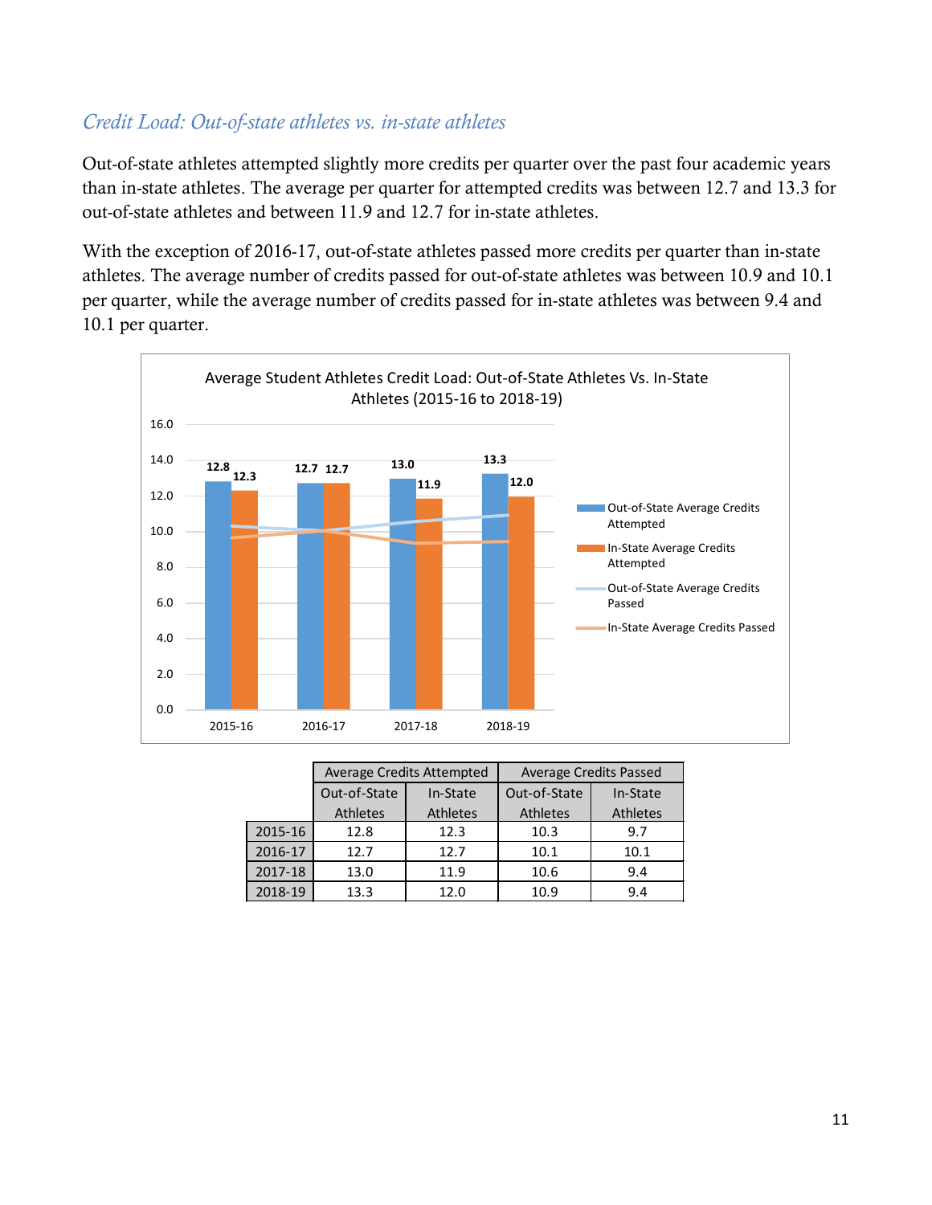### *Credit Load: Out-of-state athletes vs. in-state athletes*

Out-of-state athletes attempted slightly more credits per quarter over the past four academic years than in-state athletes. The average per quarter for attempted credits was between 12.7 and 13.3 for out-of-state athletes and between 11.9 and 12.7 for in-state athletes.

With the exception of 2016-17, out-of-state athletes passed more credits per quarter than in-state athletes. The average number of credits passed for out-of-state athletes was between 10.9 and 10.1 per quarter, while the average number of credits passed for in-state athletes was between 9.4 and 10.1 per quarter.

Average Student Athletes Credit Load: Out-of-State Athletes Vs. In-State Athletes (2015-16 to 2018-19)

| | Average Credits Attempted | | Average Credits Passed | |
|---|---|---|---|---|
| | Out-of-State Athletes | In-State Athletes | Out-of-State Athletes | In-State Athletes |
| 2015-16 | 12.8 | 12.3 | 10.3 | 9.7 |
| 2016-17 | 12.7 | 12.7 | 10.1 | 10.1 |
| 2017-18 | 13.0 | 11.9 | 10.6 | 9.4 |
| 2018-19 | 13.3 | 12.0 | 10.9 | 9.4 |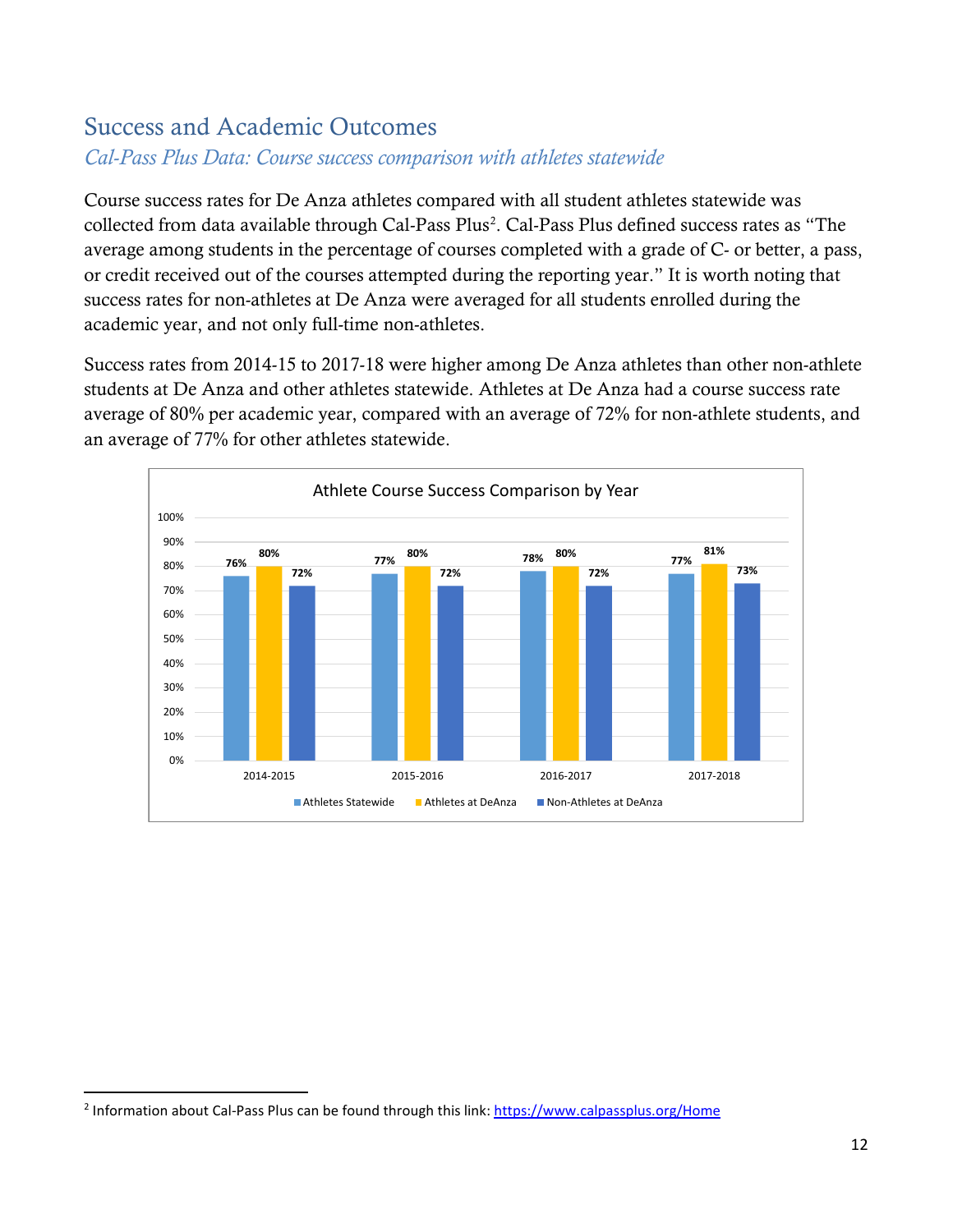## Success and Academic Outcomes

### *Cal-Pass Plus Data: Course success comparison with athletes statewide*

Course success rates for De Anza athletes compared with all student athletes statewide was collected from data available through Cal-Pass Plus[2]. Cal-Pass Plus defined success rates as "The average among students in the percentage of courses completed with a grade of C- or better, a pass, or credit received out of the courses attempted during the reporting year." It is worth noting that success rates for non-athletes at De Anza were averaged for all students enrolled during the academic year, and not only full-time non-athletes.

Success rates from 2014-15 to 2017-18 were higher among De Anza athletes than other non-athlete students at De Anza and other athletes statewide. Athletes at De Anza had a course success rate average of 80% per academic year, compared with an average of 72% for non-athlete students, and an average of 77% for other athletes statewide.

**Athlete Course Success Comparison by Year**

| | Athletes Statewide | Athletes at DeAnza | Non-Athletes at DeAnza |
|---|---|---|---|
| 2014-2015 | 76% | 80% | 72% |
| 2015-2016 | 77% | 80% | 72% |
| 2016-2017 | 78% | 80% | 72% |
| 2017-2018 | 77% | 81% | 73% |

[2] Information about Cal-Pass Plus can be found through this link: https://www.calpassplus.org/Home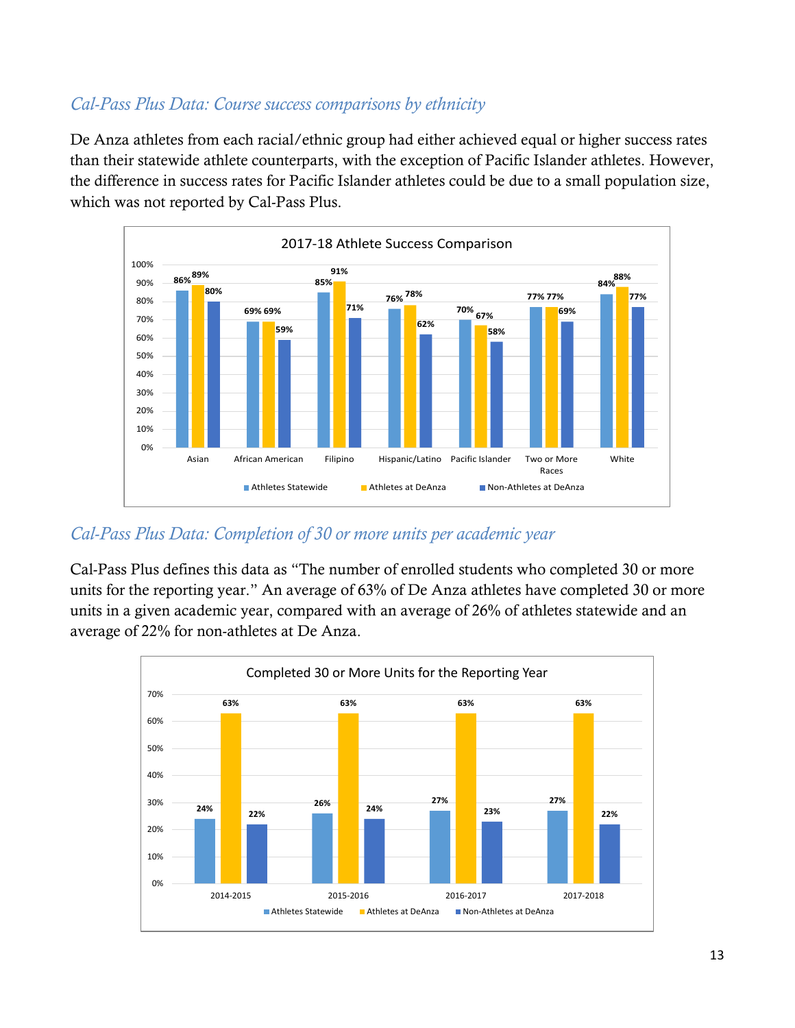*Cal-Pass Plus Data: Course success comparisons by ethnicity*

De Anza athletes from each racial/ethnic group had either achieved equal or higher success rates than their statewide athlete counterparts, with the exception of Pacific Islander athletes. However, the difference in success rates for Pacific Islander athletes could be due to a small population size, which was not reported by Cal-Pass Plus.

2017-18 Athlete Success Comparison

| | Athletes Statewide | Athletes at DeAnza | Non-Athletes at DeAnza |
|---|---|---|---|
| Asian | 86% | 89% | 80% |
| African American | 69% | 69% | 59% |
| Filipino | 85% | 91% | 71% |
| Hispanic/Latino | 76% | 78% | 62% |
| Pacific Islander | 70% | 67% | 58% |
| Two or More Races | 77% | 77% | 69% |
| White | 84% | 88% | 77% |

*Cal-Pass Plus Data: Completion of 30 or more units per academic year*

Cal-Pass Plus defines this data as "The number of enrolled students who completed 30 or more units for the reporting year." An average of 63% of De Anza athletes have completed 30 or more units in a given academic year, compared with an average of 26% of athletes statewide and an average of 22% for non-athletes at De Anza.

Completed 30 or More Units for the Reporting Year

| | Athletes Statewide | Athletes at DeAnza | Non-Athletes at DeAnza |
|---|---|---|---|
| 2014-2015 | 24% | 63% | 22% |
| 2015-2016 | 26% | 63% | 24% |
| 2016-2017 | 27% | 63% | 23% |
| 2017-2018 | 27% | 63% | 22% |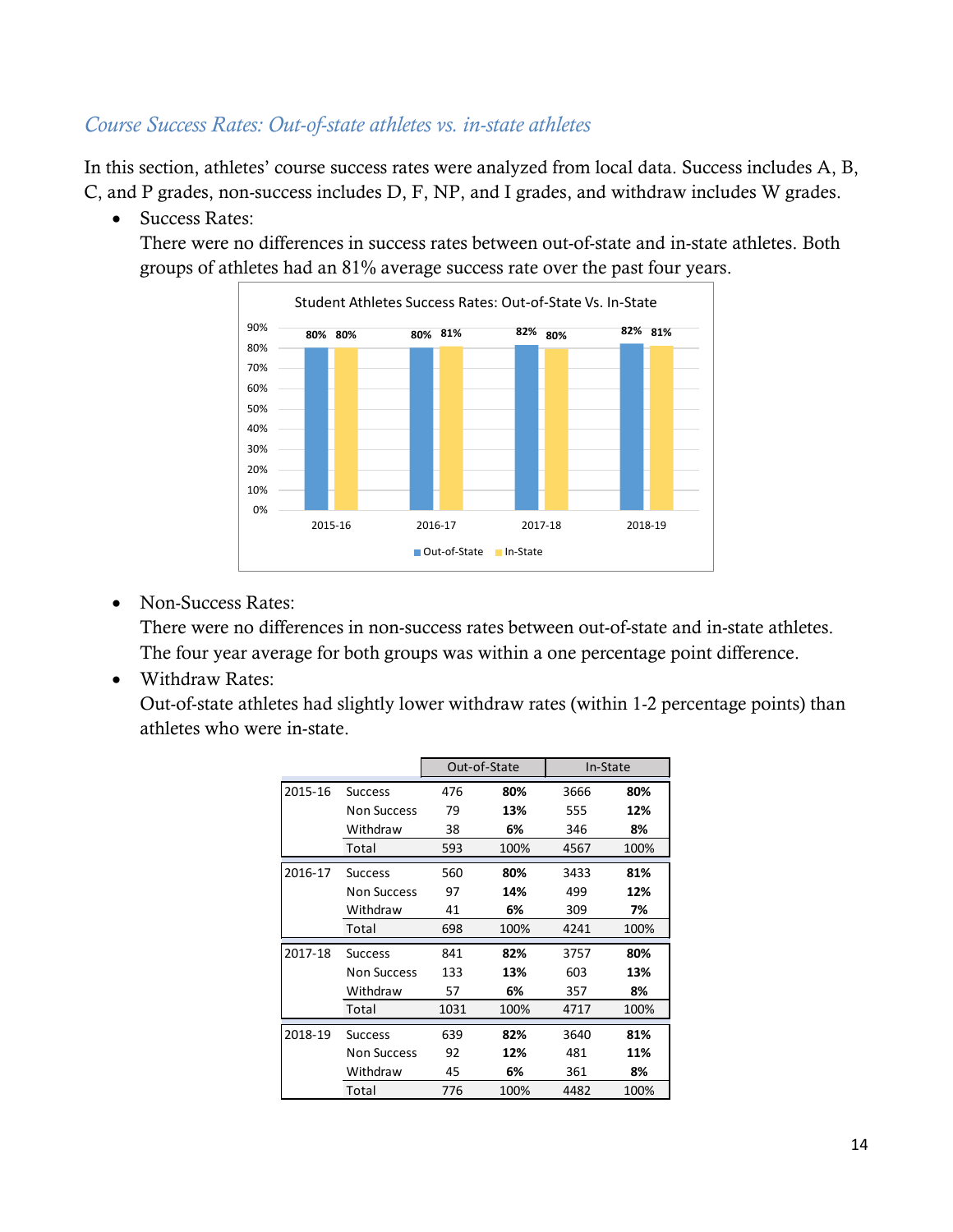### *Course Success Rates: Out-of-state athletes vs. in-state athletes*

In this section, athletes' course success rates were analyzed from local data. Success includes A, B, C, and P grades, non-success includes D, F, NP, and I grades, and withdraw includes W grades.

- Success Rates:
  There were no differences in success rates between out-of-state and in-state athletes. Both groups of athletes had an 81% average success rate over the past four years.

Student Athletes Success Rates: Out-of-State Vs. In-State

| | Out-of-State | In-State |
|---|---|---|
| 2015-16 | 80% | 80% |
| 2016-17 | 80% | 81% |
| 2017-18 | 82% | 80% |
| 2018-19 | 82% | 81% |

- Non-Success Rates:
  There were no differences in non-success rates between out-of-state and in-state athletes. The four year average for both groups was within a one percentage point difference.
- Withdraw Rates:
  Out-of-state athletes had slightly lower withdraw rates (within 1-2 percentage points) than athletes who were in-state.

| | | Out-of-State | | In-State | |
|---|---|---|---|---|---|
| 2015-16 | Success | 476 | **80%** | 3666 | **80%** |
| | Non Success | 79 | **13%** | 555 | **12%** |
| | Withdraw | 38 | **6%** | 346 | **8%** |
| | Total | 593 | 100% | 4567 | 100% |
| 2016-17 | Success | 560 | **80%** | 3433 | **81%** |
| | Non Success | 97 | **14%** | 499 | **12%** |
| | Withdraw | 41 | **6%** | 309 | **7%** |
| | Total | 698 | 100% | 4241 | 100% |
| 2017-18 | Success | 841 | **82%** | 3757 | **80%** |
| | Non Success | 133 | **13%** | 603 | **13%** |
| | Withdraw | 57 | **6%** | 357 | **8%** |
| | Total | 1031 | 100% | 4717 | 100% |
| 2018-19 | Success | 639 | **82%** | 3640 | **81%** |
| | Non Success | 92 | **12%** | 481 | **11%** |
| | Withdraw | 45 | **6%** | 361 | **8%** |
| | Total | 776 | 100% | 4482 | 100% |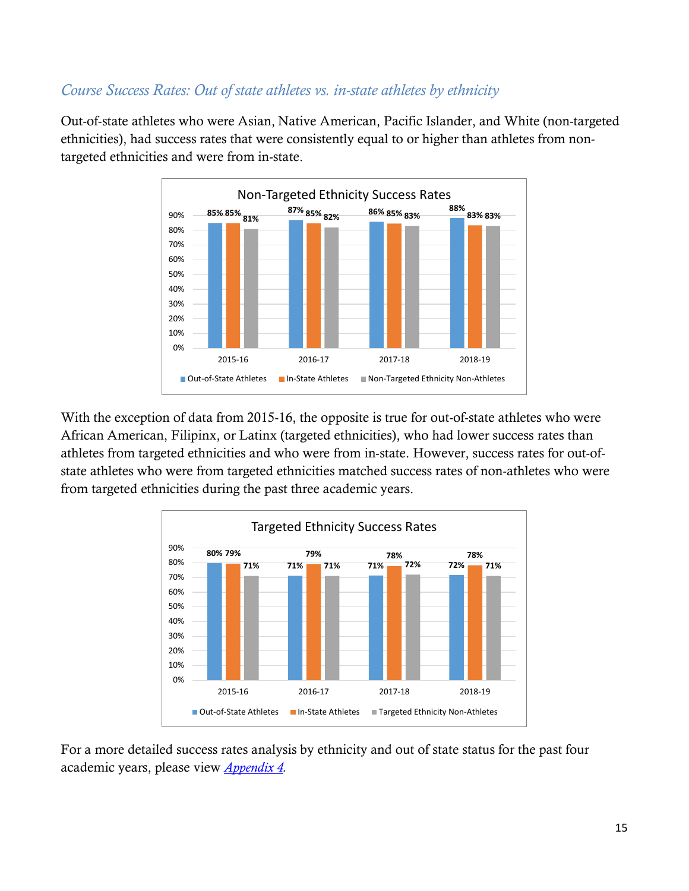### *Course Success Rates: Out of state athletes vs. in-state athletes by ethnicity*

Out-of-state athletes who were Asian, Native American, Pacific Islander, and White (non-targeted ethnicities), had success rates that were consistently equal to or higher than athletes from non-targeted ethnicities and were from in-state.

**Non-Targeted Ethnicity Success Rates**

| | 2015-16 | 2016-17 | 2017-18 | 2018-19 |
|---|---|---|---|---|
| Out-of-State Athletes | 85% | 87% | 86% | 88% |
| In-State Athletes | 85% | 85% | 85% | 83% |
| Non-Targeted Ethnicity Non-Athletes | 81% | 82% | 83% | 83% |

With the exception of data from 2015-16, the opposite is true for out-of-state athletes who were African American, Filipinx, or Latinx (targeted ethnicities), who had lower success rates than athletes from targeted ethnicities and who were from in-state. However, success rates for out-of-state athletes who were from targeted ethnicities matched success rates of non-athletes who were from targeted ethnicities during the past three academic years.

**Targeted Ethnicity Success Rates**

| | 2015-16 | 2016-17 | 2017-18 | 2018-19 |
|---|---|---|---|---|
| Out-of-State Athletes | 80% | 71% | 71% | 72% |
| In-State Athletes | 79% | 79% | 78% | 78% |
| Targeted Ethnicity Non-Athletes | 71% | 71% | 72% | 71% |

For a more detailed success rates analysis by ethnicity and out of state status for the past four academic years, please view *[Appendix 4](#)*.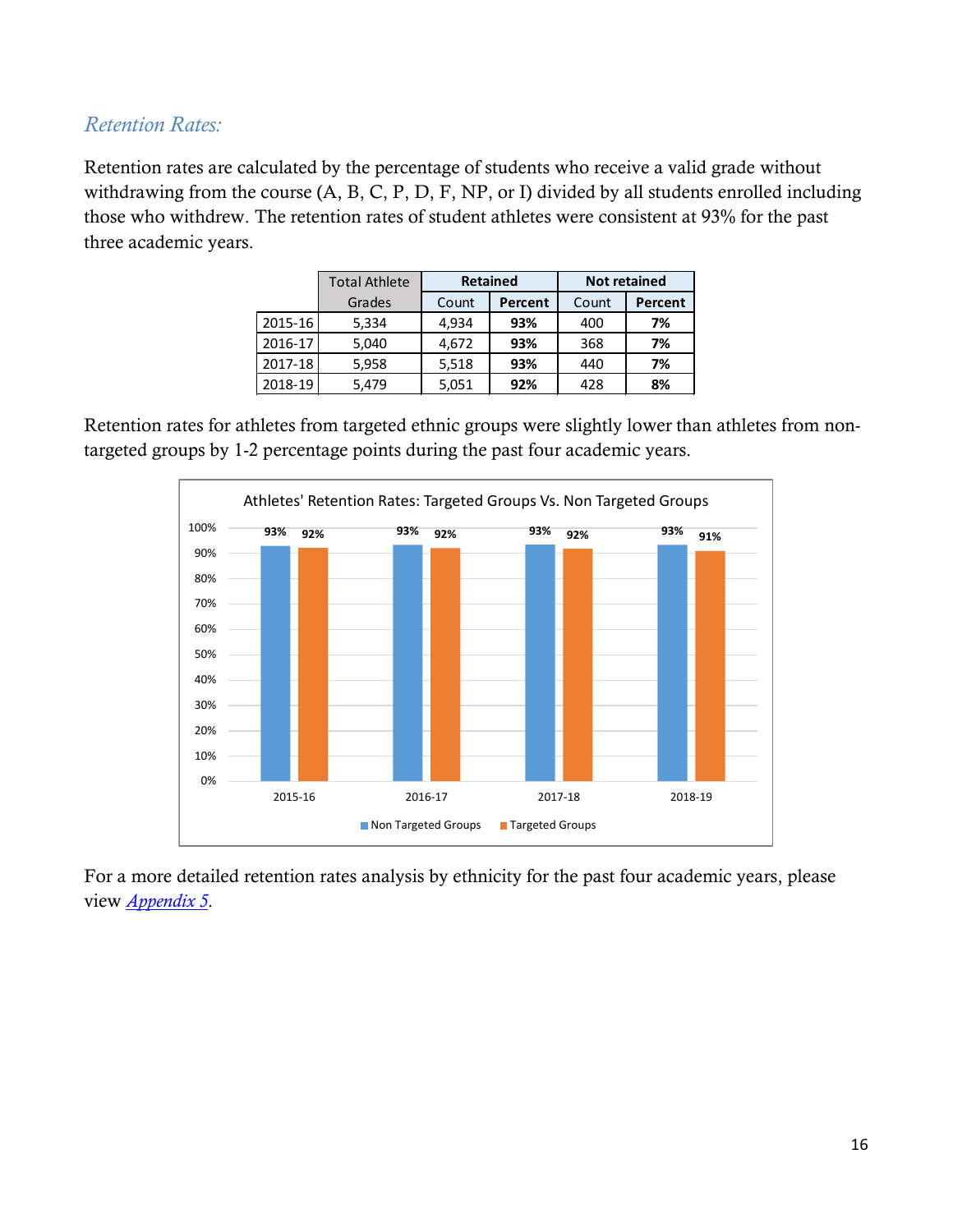### *Retention Rates:*

Retention rates are calculated by the percentage of students who receive a valid grade without withdrawing from the course (A, B, C, P, D, F, NP, or I) divided by all students enrolled including those who withdrew. The retention rates of student athletes were consistent at 93% for the past three academic years.

| | Total Athlete Grades | Retained | | Not retained | |
|---|---|---|---|---|---|
| | | Count | **Percent** | Count | **Percent** |
| 2015-16 | 5,334 | 4,934 | **93%** | 400 | **7%** |
| 2016-17 | 5,040 | 4,672 | **93%** | 368 | **7%** |
| 2017-18 | 5,958 | 5,518 | **93%** | 440 | **7%** |
| 2018-19 | 5,479 | 5,051 | **92%** | 428 | **8%** |

Retention rates for athletes from targeted ethnic groups were slightly lower than athletes from non-targeted groups by 1-2 percentage points during the past four academic years.

Athletes' Retention Rates: Targeted Groups Vs. Non Targeted Groups

| | Non Targeted Groups | Targeted Groups |
|---|---|---|
| 2015-16 | 93% | 92% |
| 2016-17 | 93% | 92% |
| 2017-18 | 93% | 92% |
| 2018-19 | 93% | 91% |

For a more detailed retention rates analysis by ethnicity for the past four academic years, please view *Appendix 5*.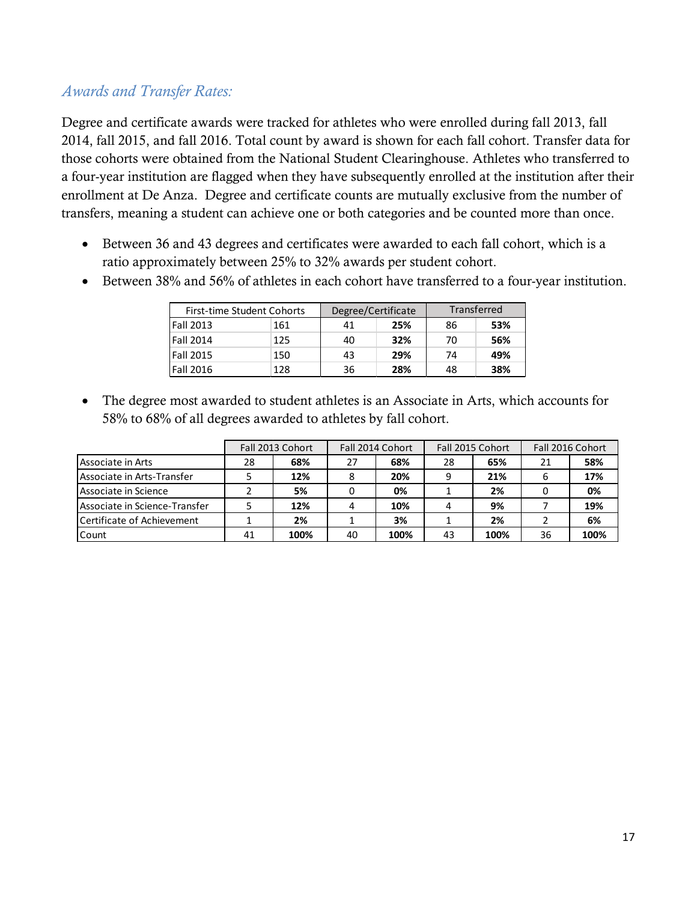### *Awards and Transfer Rates:*

Degree and certificate awards were tracked for athletes who were enrolled during fall 2013, fall 2014, fall 2015, and fall 2016. Total count by award is shown for each fall cohort. Transfer data for those cohorts were obtained from the National Student Clearinghouse. Athletes who transferred to a four-year institution are flagged when they have subsequently enrolled at the institution after their enrollment at De Anza. Degree and certificate counts are mutually exclusive from the number of transfers, meaning a student can achieve one or both categories and be counted more than once.

- Between 36 and 43 degrees and certificates were awarded to each fall cohort, which is a ratio approximately between 25% to 32% awards per student cohort.
- Between 38% and 56% of athletes in each cohort have transferred to a four-year institution.

| First-time Student Cohorts | | Degree/Certificate | | Transferred | |
|---|---|---|---|---|---|
| Fall 2013 | 161 | 41 | **25%** | 86 | **53%** |
| Fall 2014 | 125 | 40 | **32%** | 70 | **56%** |
| Fall 2015 | 150 | 43 | **29%** | 74 | **49%** |
| Fall 2016 | 128 | 36 | **28%** | 48 | **38%** |

- The degree most awarded to student athletes is an Associate in Arts, which accounts for 58% to 68% of all degrees awarded to athletes by fall cohort.

| | Fall 2013 Cohort | | Fall 2014 Cohort | | Fall 2015 Cohort | | Fall 2016 Cohort | |
|---|---|---|---|---|---|---|---|---|
| Associate in Arts | 28 | **68%** | 27 | **68%** | 28 | **65%** | 21 | **58%** |
| Associate in Arts-Transfer | 5 | **12%** | 8 | **20%** | 9 | **21%** | 6 | **17%** |
| Associate in Science | 2 | **5%** | 0 | **0%** | 1 | **2%** | 0 | **0%** |
| Associate in Science-Transfer | 5 | **12%** | 4 | **10%** | 4 | **9%** | 7 | **19%** |
| Certificate of Achievement | 1 | **2%** | 1 | **3%** | 1 | **2%** | 2 | **6%** |
| Count | 41 | **100%** | 40 | **100%** | 43 | **100%** | 36 | **100%** |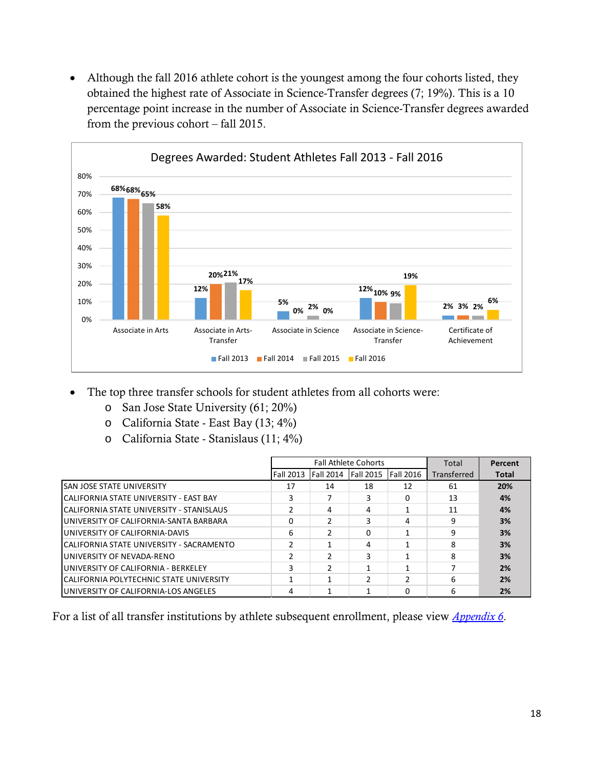- Although the fall 2016 athlete cohort is the youngest among the four cohorts listed, they obtained the highest rate of Associate in Science-Transfer degrees (7; 19%). This is a 10 percentage point increase in the number of Associate in Science-Transfer degrees awarded from the previous cohort – fall 2015.

**Degrees Awarded: Student Athletes Fall 2013 - Fall 2016**

| | Fall 2013 | Fall 2014 | Fall 2015 | Fall 2016 |
|---|---|---|---|---|
| Associate in Arts | 68% | 68% | 65% | 58% |
| Associate in Arts-Transfer | 12% | 20% | 21% | 17% |
| Associate in Science | 5% | 0% | 2% | 0% |
| Associate in Science-Transfer | 12% | 10% | 9% | 19% |
| Certificate of Achievement | 2% | 3% | 2% | 6% |

- The top three transfer schools for student athletes from all cohorts were:
  - San Jose State University (61; 20%)
  - California State - East Bay (13; 4%)
  - California State - Stanislaus (11; 4%)

| | Fall Athlete Cohorts | | | | Total | Percent |
|---|---|---|---|---|---|---|
| | Fall 2013 | Fall 2014 | Fall 2015 | Fall 2016 | Transferred | Total |
| SAN JOSE STATE UNIVERSITY | 17 | 14 | 18 | 12 | 61 | **20%** |
| CALIFORNIA STATE UNIVERSITY - EAST BAY | 3 | 7 | 3 | 0 | 13 | **4%** |
| CALIFORNIA STATE UNIVERSITY - STANISLAUS | 2 | 4 | 4 | 1 | 11 | **4%** |
| UNIVERSITY OF CALIFORNIA-SANTA BARBARA | 0 | 2 | 3 | 4 | 9 | **3%** |
| UNIVERSITY OF CALIFORNIA-DAVIS | 6 | 2 | 0 | 1 | 9 | **3%** |
| CALIFORNIA STATE UNIVERSITY - SACRAMENTO | 2 | 1 | 4 | 1 | 8 | **3%** |
| UNIVERSITY OF NEVADA-RENO | 2 | 2 | 3 | 1 | 8 | **3%** |
| UNIVERSITY OF CALIFORNIA - BERKELEY | 3 | 2 | 1 | 1 | 7 | **2%** |
| CALIFORNIA POLYTECHNIC STATE UNIVERSITY | 1 | 1 | 2 | 2 | 6 | **2%** |
| UNIVERSITY OF CALIFORNIA-LOS ANGELES | 4 | 1 | 1 | 0 | 6 | **2%** |

For a list of all transfer institutions by athlete subsequent enrollment, please view *Appendix 6*.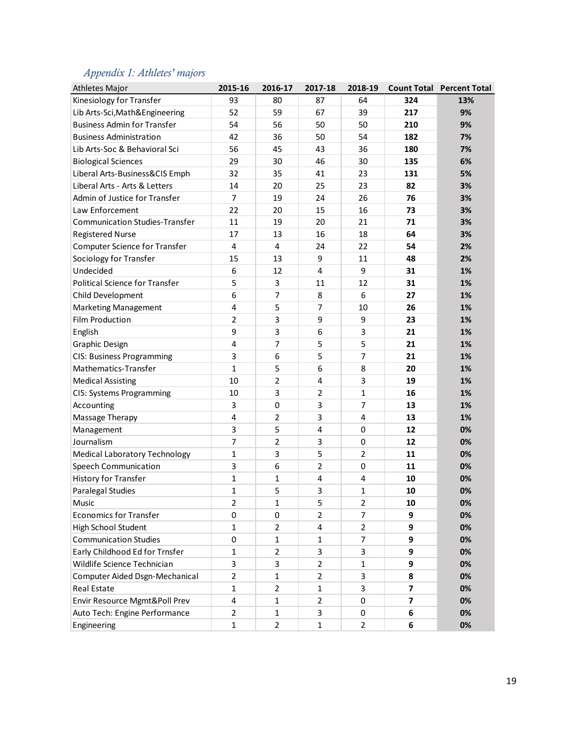*Appendix 1: Athletes' majors*

| Athletes Major | 2015-16 | 2016-17 | 2017-18 | 2018-19 | Count Total | Percent Total |
|---|---|---|---|---|---|---|
| Kinesiology for Transfer | 93 | 80 | 87 | 64 | **324** | **13%** |
| Lib Arts-Sci,Math&Engineering | 52 | 59 | 67 | 39 | **217** | **9%** |
| Business Admin for Transfer | 54 | 56 | 50 | 50 | **210** | **9%** |
| Business Administration | 42 | 36 | 50 | 54 | **182** | **7%** |
| Lib Arts-Soc & Behavioral Sci | 56 | 45 | 43 | 36 | **180** | **7%** |
| Biological Sciences | 29 | 30 | 46 | 30 | **135** | **6%** |
| Liberal Arts-Business&CIS Emph | 32 | 35 | 41 | 23 | **131** | **5%** |
| Liberal Arts - Arts & Letters | 14 | 20 | 25 | 23 | **82** | **3%** |
| Admin of Justice for Transfer | 7 | 19 | 24 | 26 | **76** | **3%** |
| Law Enforcement | 22 | 20 | 15 | 16 | **73** | **3%** |
| Communication Studies-Transfer | 11 | 19 | 20 | 21 | **71** | **3%** |
| Registered Nurse | 17 | 13 | 16 | 18 | **64** | **3%** |
| Computer Science for Transfer | 4 | 4 | 24 | 22 | **54** | **2%** |
| Sociology for Transfer | 15 | 13 | 9 | 11 | **48** | **2%** |
| Undecided | 6 | 12 | 4 | 9 | **31** | **1%** |
| Political Science for Transfer | 5 | 3 | 11 | 12 | **31** | **1%** |
| Child Development | 6 | 7 | 8 | 6 | **27** | **1%** |
| Marketing Management | 4 | 5 | 7 | 10 | **26** | **1%** |
| Film Production | 2 | 3 | 9 | 9 | **23** | **1%** |
| English | 9 | 3 | 6 | 3 | **21** | **1%** |
| Graphic Design | 4 | 7 | 5 | 5 | **21** | **1%** |
| CIS: Business Programming | 3 | 6 | 5 | 7 | **21** | **1%** |
| Mathematics-Transfer | 1 | 5 | 6 | 8 | **20** | **1%** |
| Medical Assisting | 10 | 2 | 4 | 3 | **19** | **1%** |
| CIS: Systems Programming | 10 | 3 | 2 | 1 | **16** | **1%** |
| Accounting | 3 | 0 | 3 | 7 | **13** | **1%** |
| Massage Therapy | 4 | 2 | 3 | 4 | **13** | **1%** |
| Management | 3 | 5 | 4 | 0 | **12** | **0%** |
| Journalism | 7 | 2 | 3 | 0 | **12** | **0%** |
| Medical Laboratory Technology | 1 | 3 | 5 | 2 | **11** | **0%** |
| Speech Communication | 3 | 6 | 2 | 0 | **11** | **0%** |
| History for Transfer | 1 | 1 | 4 | 4 | **10** | **0%** |
| Paralegal Studies | 1 | 5 | 3 | 1 | **10** | **0%** |
| Music | 2 | 1 | 5 | 2 | **10** | **0%** |
| Economics for Transfer | 0 | 0 | 2 | 7 | **9** | **0%** |
| High School Student | 1 | 2 | 4 | 2 | **9** | **0%** |
| Communication Studies | 0 | 1 | 1 | 7 | **9** | **0%** |
| Early Childhood Ed for Trnsfer | 1 | 2 | 3 | 3 | **9** | **0%** |
| Wildlife Science Technician | 3 | 3 | 2 | 1 | **9** | **0%** |
| Computer Aided Dsgn-Mechanical | 2 | 1 | 2 | 3 | **8** | **0%** |
| Real Estate | 1 | 2 | 1 | 3 | **7** | **0%** |
| Envir Resource Mgmt&Poll Prev | 4 | 1 | 2 | 0 | **7** | **0%** |
| Auto Tech: Engine Performance | 2 | 1 | 3 | 0 | **6** | **0%** |
| Engineering | 1 | 2 | 1 | 2 | **6** | **0%** |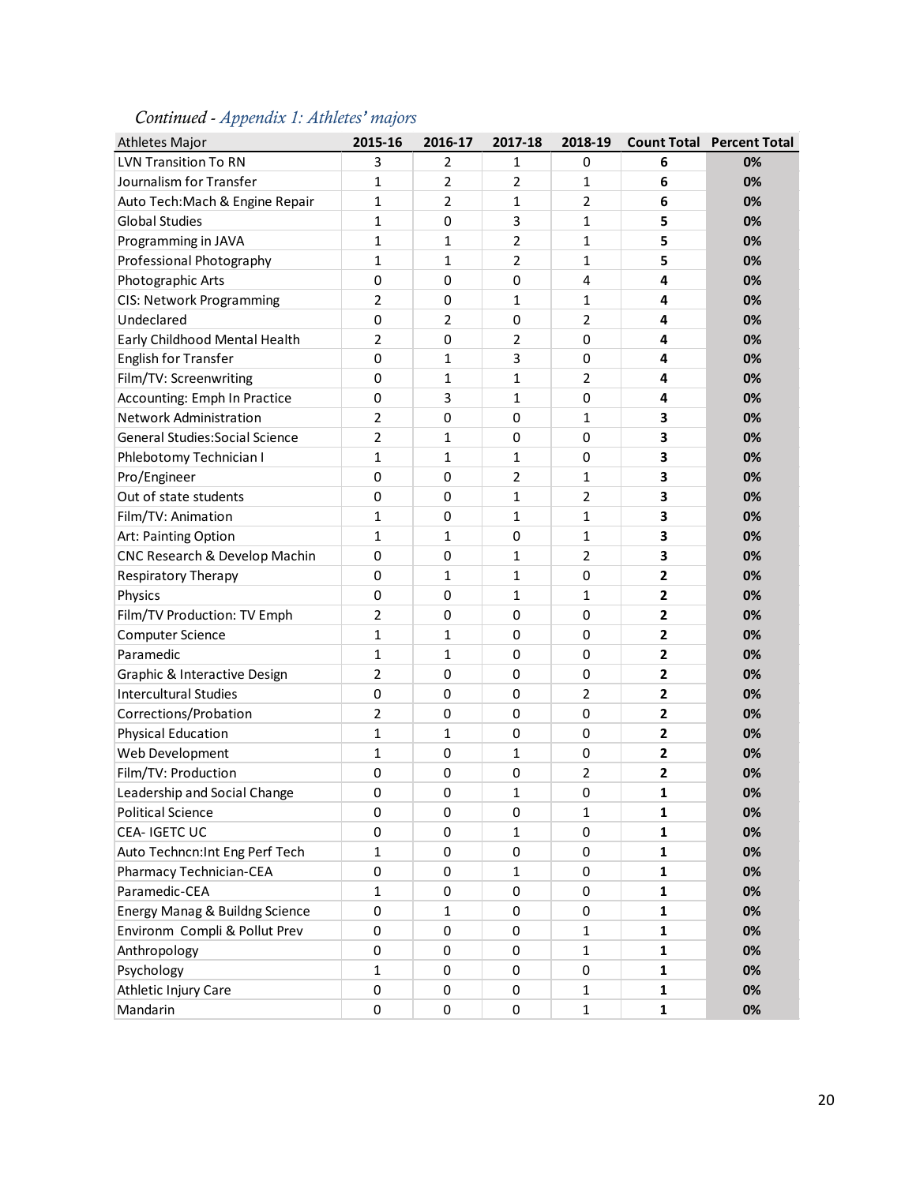*Continued - Appendix 1: Athletes' majors*

| Athletes Major | 2015-16 | 2016-17 | 2017-18 | 2018-19 | Count Total | Percent Total |
|---|---|---|---|---|---|---|
| LVN Transition To RN | 3 | 2 | 1 | 0 | **6** | **0%** |
| Journalism for Transfer | 1 | 2 | 2 | 1 | **6** | **0%** |
| Auto Tech:Mach & Engine Repair | 1 | 2 | 1 | 2 | **6** | **0%** |
| Global Studies | 1 | 0 | 3 | 1 | **5** | **0%** |
| Programming in JAVA | 1 | 1 | 2 | 1 | **5** | **0%** |
| Professional Photography | 1 | 1 | 2 | 1 | **5** | **0%** |
| Photographic Arts | 0 | 0 | 0 | 4 | **4** | **0%** |
| CIS: Network Programming | 2 | 0 | 1 | 1 | **4** | **0%** |
| Undeclared | 0 | 2 | 0 | 2 | **4** | **0%** |
| Early Childhood Mental Health | 2 | 0 | 2 | 0 | **4** | **0%** |
| English for Transfer | 0 | 1 | 3 | 0 | **4** | **0%** |
| Film/TV: Screenwriting | 0 | 1 | 1 | 2 | **4** | **0%** |
| Accounting: Emph In Practice | 0 | 3 | 1 | 0 | **4** | **0%** |
| Network Administration | 2 | 0 | 0 | 1 | **3** | **0%** |
| General Studies:Social Science | 2 | 1 | 0 | 0 | **3** | **0%** |
| Phlebotomy Technician I | 1 | 1 | 1 | 0 | **3** | **0%** |
| Pro/Engineer | 0 | 0 | 2 | 1 | **3** | **0%** |
| Out of state students | 0 | 0 | 1 | 2 | **3** | **0%** |
| Film/TV: Animation | 1 | 0 | 1 | 1 | **3** | **0%** |
| Art: Painting Option | 1 | 1 | 0 | 1 | **3** | **0%** |
| CNC Research & Develop Machin | 0 | 0 | 1 | 2 | **3** | **0%** |
| Respiratory Therapy | 0 | 1 | 1 | 0 | **2** | **0%** |
| Physics | 0 | 0 | 1 | 1 | **2** | **0%** |
| Film/TV Production: TV Emph | 2 | 0 | 0 | 0 | **2** | **0%** |
| Computer Science | 1 | 1 | 0 | 0 | **2** | **0%** |
| Paramedic | 1 | 1 | 0 | 0 | **2** | **0%** |
| Graphic & Interactive Design | 2 | 0 | 0 | 0 | **2** | **0%** |
| Intercultural Studies | 0 | 0 | 0 | 2 | **2** | **0%** |
| Corrections/Probation | 2 | 0 | 0 | 0 | **2** | **0%** |
| Physical Education | 1 | 1 | 0 | 0 | **2** | **0%** |
| Web Development | 1 | 0 | 1 | 0 | **2** | **0%** |
| Film/TV: Production | 0 | 0 | 0 | 2 | **2** | **0%** |
| Leadership and Social Change | 0 | 0 | 1 | 0 | **1** | **0%** |
| Political Science | 0 | 0 | 0 | 1 | **1** | **0%** |
| CEA- IGETC UC | 0 | 0 | 1 | 0 | **1** | **0%** |
| Auto Techncn:Int Eng Perf Tech | 1 | 0 | 0 | 0 | **1** | **0%** |
| Pharmacy Technician-CEA | 0 | 0 | 1 | 0 | **1** | **0%** |
| Paramedic-CEA | 1 | 0 | 0 | 0 | **1** | **0%** |
| Energy Manag & Buildng Science | 0 | 1 | 0 | 0 | **1** | **0%** |
| Environm Compli & Pollut Prev | 0 | 0 | 0 | 1 | **1** | **0%** |
| Anthropology | 0 | 0 | 0 | 1 | **1** | **0%** |
| Psychology | 1 | 0 | 0 | 0 | **1** | **0%** |
| Athletic Injury Care | 0 | 0 | 0 | 1 | **1** | **0%** |
| Mandarin | 0 | 0 | 0 | 1 | **1** | **0%** |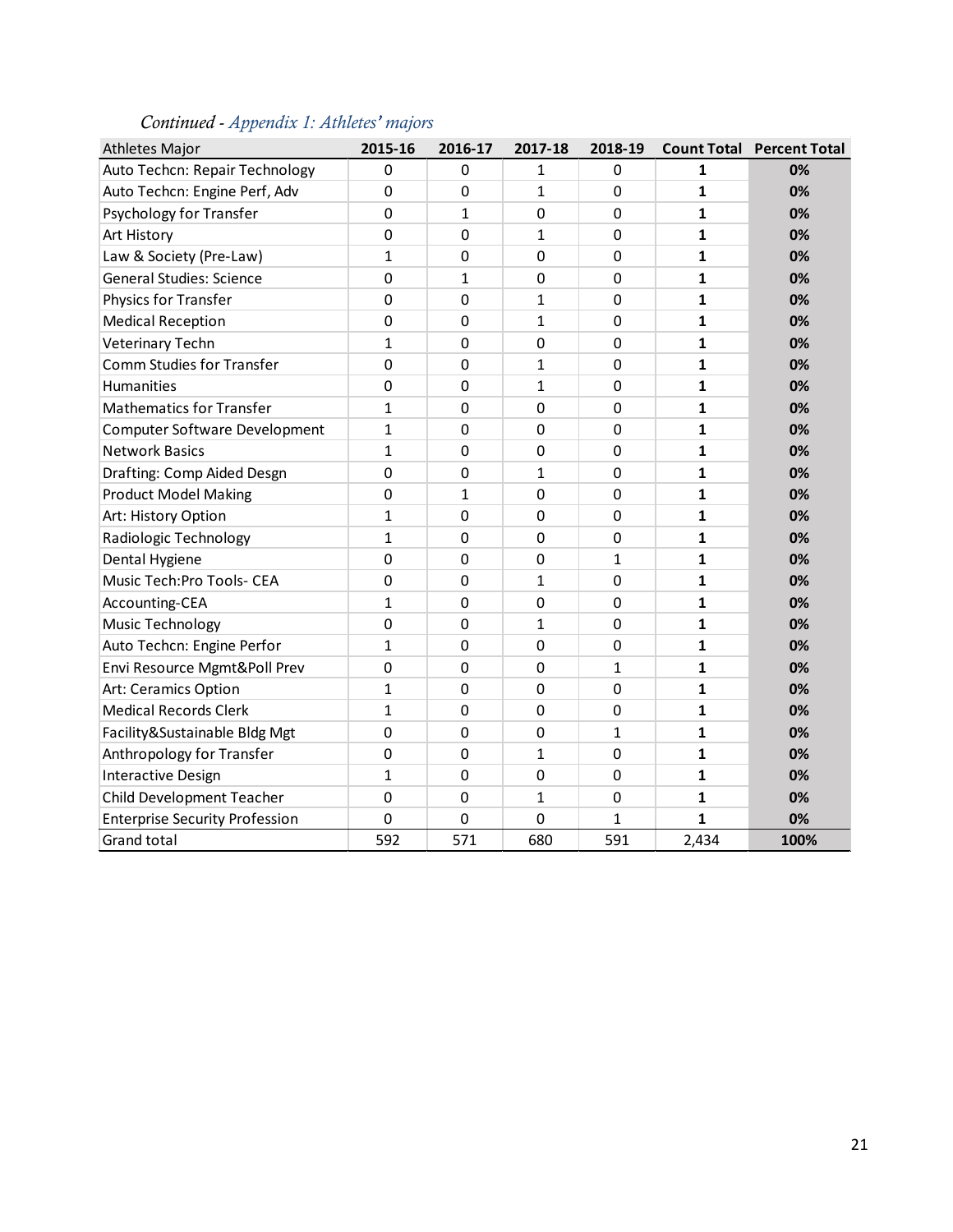*Continued - Appendix 1: Athletes' majors*

| Athletes Major | 2015-16 | 2016-17 | 2017-18 | 2018-19 | Count Total | Percent Total |
|---|---|---|---|---|---|---|
| Auto Techcn: Repair Technology | 0 | 0 | 1 | 0 | **1** | **0%** |
| Auto Techcn: Engine Perf, Adv | 0 | 0 | 1 | 0 | **1** | **0%** |
| Psychology for Transfer | 0 | 1 | 0 | 0 | **1** | **0%** |
| Art History | 0 | 0 | 1 | 0 | **1** | **0%** |
| Law & Society (Pre-Law) | 1 | 0 | 0 | 0 | **1** | **0%** |
| General Studies: Science | 0 | 1 | 0 | 0 | **1** | **0%** |
| Physics for Transfer | 0 | 0 | 1 | 0 | **1** | **0%** |
| Medical Reception | 0 | 0 | 1 | 0 | **1** | **0%** |
| Veterinary Techn | 1 | 0 | 0 | 0 | **1** | **0%** |
| Comm Studies for Transfer | 0 | 0 | 1 | 0 | **1** | **0%** |
| Humanities | 0 | 0 | 1 | 0 | **1** | **0%** |
| Mathematics for Transfer | 1 | 0 | 0 | 0 | **1** | **0%** |
| Computer Software Development | 1 | 0 | 0 | 0 | **1** | **0%** |
| Network Basics | 1 | 0 | 0 | 0 | **1** | **0%** |
| Drafting: Comp Aided Desgn | 0 | 0 | 1 | 0 | **1** | **0%** |
| Product Model Making | 0 | 1 | 0 | 0 | **1** | **0%** |
| Art: History Option | 1 | 0 | 0 | 0 | **1** | **0%** |
| Radiologic Technology | 1 | 0 | 0 | 0 | **1** | **0%** |
| Dental Hygiene | 0 | 0 | 0 | 1 | **1** | **0%** |
| Music Tech:Pro Tools- CEA | 0 | 0 | 1 | 0 | **1** | **0%** |
| Accounting-CEA | 1 | 0 | 0 | 0 | **1** | **0%** |
| Music Technology | 0 | 0 | 1 | 0 | **1** | **0%** |
| Auto Techcn: Engine Perfor | 1 | 0 | 0 | 0 | **1** | **0%** |
| Envi Resource Mgmt&Poll Prev | 0 | 0 | 0 | 1 | **1** | **0%** |
| Art: Ceramics Option | 1 | 0 | 0 | 0 | **1** | **0%** |
| Medical Records Clerk | 1 | 0 | 0 | 0 | **1** | **0%** |
| Facility&Sustainable Bldg Mgt | 0 | 0 | 0 | 1 | **1** | **0%** |
| Anthropology for Transfer | 0 | 0 | 1 | 0 | **1** | **0%** |
| Interactive Design | 1 | 0 | 0 | 0 | **1** | **0%** |
| Child Development Teacher | 0 | 0 | 1 | 0 | **1** | **0%** |
| Enterprise Security Profession | 0 | 0 | 0 | 1 | **1** | **0%** |
| Grand total | 592 | 571 | 680 | 591 | 2,434 | **100%** |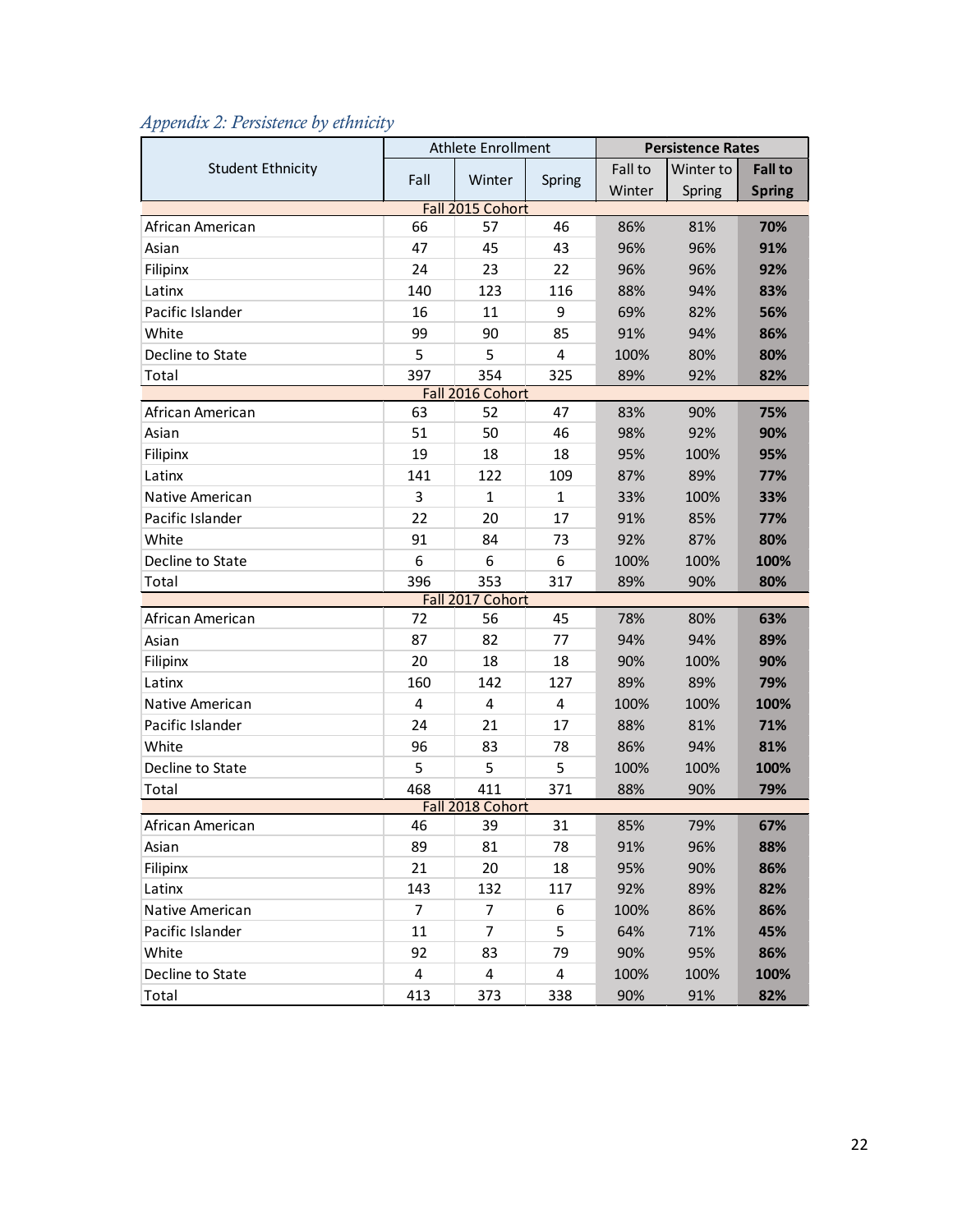*Appendix 2: Persistence by ethnicity*

| Student Ethnicity | Athlete Enrollment | | | Persistence Rates | | |
|---|---|---|---|---|---|---|
| | Fall | Winter | Spring | Fall to Winter | Winter to Spring | **Fall to Spring** |
| **Fall 2015 Cohort** | | | | | | |
| African American | 66 | 57 | 46 | 86% | 81% | **70%** |
| Asian | 47 | 45 | 43 | 96% | 96% | **91%** |
| Filipinx | 24 | 23 | 22 | 96% | 96% | **92%** |
| Latinx | 140 | 123 | 116 | 88% | 94% | **83%** |
| Pacific Islander | 16 | 11 | 9 | 69% | 82% | **56%** |
| White | 99 | 90 | 85 | 91% | 94% | **86%** |
| Decline to State | 5 | 5 | 4 | 100% | 80% | **80%** |
| Total | 397 | 354 | 325 | 89% | 92% | **82%** |
| **Fall 2016 Cohort** | | | | | | |
| African American | 63 | 52 | 47 | 83% | 90% | **75%** |
| Asian | 51 | 50 | 46 | 98% | 92% | **90%** |
| Filipinx | 19 | 18 | 18 | 95% | 100% | **95%** |
| Latinx | 141 | 122 | 109 | 87% | 89% | **77%** |
| Native American | 3 | 1 | 1 | 33% | 100% | **33%** |
| Pacific Islander | 22 | 20 | 17 | 91% | 85% | **77%** |
| White | 91 | 84 | 73 | 92% | 87% | **80%** |
| Decline to State | 6 | 6 | 6 | 100% | 100% | **100%** |
| Total | 396 | 353 | 317 | 89% | 90% | **80%** |
| **Fall 2017 Cohort** | | | | | | |
| African American | 72 | 56 | 45 | 78% | 80% | **63%** |
| Asian | 87 | 82 | 77 | 94% | 94% | **89%** |
| Filipinx | 20 | 18 | 18 | 90% | 100% | **90%** |
| Latinx | 160 | 142 | 127 | 89% | 89% | **79%** |
| Native American | 4 | 4 | 4 | 100% | 100% | **100%** |
| Pacific Islander | 24 | 21 | 17 | 88% | 81% | **71%** |
| White | 96 | 83 | 78 | 86% | 94% | **81%** |
| Decline to State | 5 | 5 | 5 | 100% | 100% | **100%** |
| Total | 468 | 411 | 371 | 88% | 90% | **79%** |
| **Fall 2018 Cohort** | | | | | | |
| African American | 46 | 39 | 31 | 85% | 79% | **67%** |
| Asian | 89 | 81 | 78 | 91% | 96% | **88%** |
| Filipinx | 21 | 20 | 18 | 95% | 90% | **86%** |
| Latinx | 143 | 132 | 117 | 92% | 89% | **82%** |
| Native American | 7 | 7 | 6 | 100% | 86% | **86%** |
| Pacific Islander | 11 | 7 | 5 | 64% | 71% | **45%** |
| White | 92 | 83 | 79 | 90% | 95% | **86%** |
| Decline to State | 4 | 4 | 4 | 100% | 100% | **100%** |
| Total | 413 | 373 | 338 | 90% | 91% | **82%** |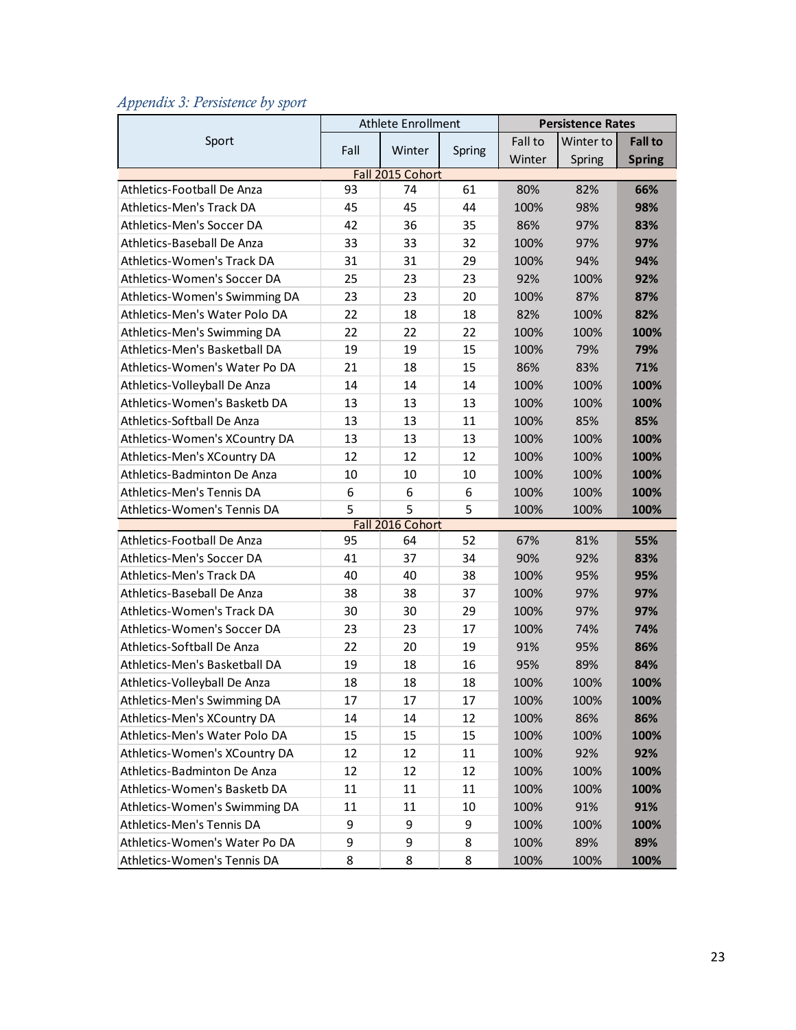*Appendix 3: Persistence by sport*

| Sport | Athlete Enrollment | | | Persistence Rates | | |
|---|---|---|---|---|---|---|
| | Fall | Winter | Spring | Fall to Winter | Winter to Spring | **Fall to Spring** |
| **Fall 2015 Cohort** | | | | | | |
| Athletics-Football De Anza | 93 | 74 | 61 | 80% | 82% | **66%** |
| Athletics-Men's Track DA | 45 | 45 | 44 | 100% | 98% | **98%** |
| Athletics-Men's Soccer DA | 42 | 36 | 35 | 86% | 97% | **83%** |
| Athletics-Baseball De Anza | 33 | 33 | 32 | 100% | 97% | **97%** |
| Athletics-Women's Track DA | 31 | 31 | 29 | 100% | 94% | **94%** |
| Athletics-Women's Soccer DA | 25 | 23 | 23 | 92% | 100% | **92%** |
| Athletics-Women's Swimming DA | 23 | 23 | 20 | 100% | 87% | **87%** |
| Athletics-Men's Water Polo DA | 22 | 18 | 18 | 82% | 100% | **82%** |
| Athletics-Men's Swimming DA | 22 | 22 | 22 | 100% | 100% | **100%** |
| Athletics-Men's Basketball DA | 19 | 19 | 15 | 100% | 79% | **79%** |
| Athletics-Women's Water Po DA | 21 | 18 | 15 | 86% | 83% | **71%** |
| Athletics-Volleyball De Anza | 14 | 14 | 14 | 100% | 100% | **100%** |
| Athletics-Women's Basketb DA | 13 | 13 | 13 | 100% | 100% | **100%** |
| Athletics-Softball De Anza | 13 | 13 | 11 | 100% | 85% | **85%** |
| Athletics-Women's XCountry DA | 13 | 13 | 13 | 100% | 100% | **100%** |
| Athletics-Men's XCountry DA | 12 | 12 | 12 | 100% | 100% | **100%** |
| Athletics-Badminton De Anza | 10 | 10 | 10 | 100% | 100% | **100%** |
| Athletics-Men's Tennis DA | 6 | 6 | 6 | 100% | 100% | **100%** |
| Athletics-Women's Tennis DA | 5 | 5 | 5 | 100% | 100% | **100%** |
| **Fall 2016 Cohort** | | | | | | |
| Athletics-Football De Anza | 95 | 64 | 52 | 67% | 81% | **55%** |
| Athletics-Men's Soccer DA | 41 | 37 | 34 | 90% | 92% | **83%** |
| Athletics-Men's Track DA | 40 | 40 | 38 | 100% | 95% | **95%** |
| Athletics-Baseball De Anza | 38 | 38 | 37 | 100% | 97% | **97%** |
| Athletics-Women's Track DA | 30 | 30 | 29 | 100% | 97% | **97%** |
| Athletics-Women's Soccer DA | 23 | 23 | 17 | 100% | 74% | **74%** |
| Athletics-Softball De Anza | 22 | 20 | 19 | 91% | 95% | **86%** |
| Athletics-Men's Basketball DA | 19 | 18 | 16 | 95% | 89% | **84%** |
| Athletics-Volleyball De Anza | 18 | 18 | 18 | 100% | 100% | **100%** |
| Athletics-Men's Swimming DA | 17 | 17 | 17 | 100% | 100% | **100%** |
| Athletics-Men's XCountry DA | 14 | 14 | 12 | 100% | 86% | **86%** |
| Athletics-Men's Water Polo DA | 15 | 15 | 15 | 100% | 100% | **100%** |
| Athletics-Women's XCountry DA | 12 | 12 | 11 | 100% | 92% | **92%** |
| Athletics-Badminton De Anza | 12 | 12 | 12 | 100% | 100% | **100%** |
| Athletics-Women's Basketb DA | 11 | 11 | 11 | 100% | 100% | **100%** |
| Athletics-Women's Swimming DA | 11 | 11 | 10 | 100% | 91% | **91%** |
| Athletics-Men's Tennis DA | 9 | 9 | 9 | 100% | 100% | **100%** |
| Athletics-Women's Water Po DA | 9 | 9 | 8 | 100% | 89% | **89%** |
| Athletics-Women's Tennis DA | 8 | 8 | 8 | 100% | 100% | **100%** |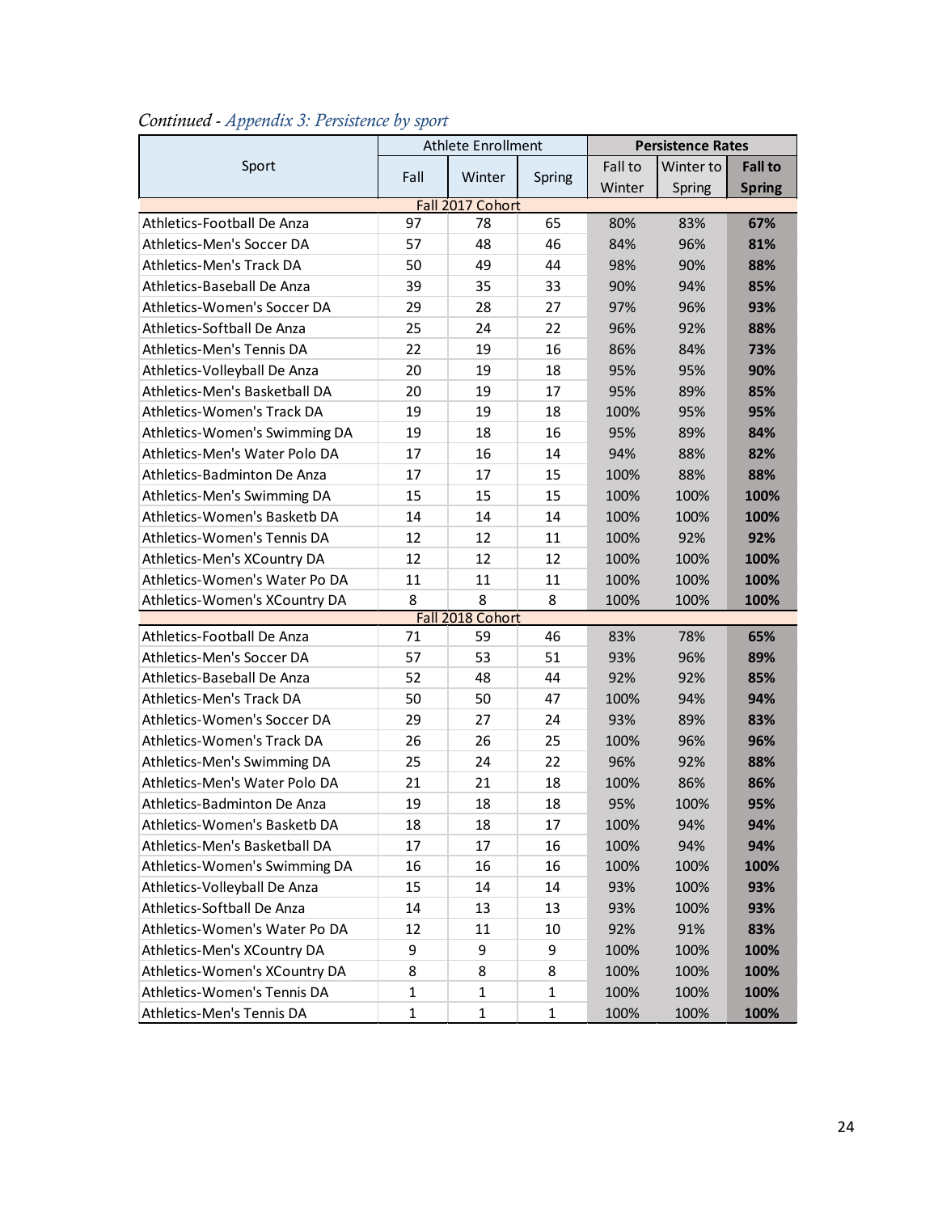*Continued - Appendix 3: Persistence by sport*

| Sport | Athlete Enrollment | | | Persistence Rates | | |
|---|---|---|---|---|---|---|
| | Fall | Winter | Spring | Fall to Winter | Winter to Spring | **Fall to Spring** |
| **Fall 2017 Cohort** | | | | | | |
| Athletics-Football De Anza | 97 | 78 | 65 | 80% | 83% | **67%** |
| Athletics-Men's Soccer DA | 57 | 48 | 46 | 84% | 96% | **81%** |
| Athletics-Men's Track DA | 50 | 49 | 44 | 98% | 90% | **88%** |
| Athletics-Baseball De Anza | 39 | 35 | 33 | 90% | 94% | **85%** |
| Athletics-Women's Soccer DA | 29 | 28 | 27 | 97% | 96% | **93%** |
| Athletics-Softball De Anza | 25 | 24 | 22 | 96% | 92% | **88%** |
| Athletics-Men's Tennis DA | 22 | 19 | 16 | 86% | 84% | **73%** |
| Athletics-Volleyball De Anza | 20 | 19 | 18 | 95% | 95% | **90%** |
| Athletics-Men's Basketball DA | 20 | 19 | 17 | 95% | 89% | **85%** |
| Athletics-Women's Track DA | 19 | 19 | 18 | 100% | 95% | **95%** |
| Athletics-Women's Swimming DA | 19 | 18 | 16 | 95% | 89% | **84%** |
| Athletics-Men's Water Polo DA | 17 | 16 | 14 | 94% | 88% | **82%** |
| Athletics-Badminton De Anza | 17 | 17 | 15 | 100% | 88% | **88%** |
| Athletics-Men's Swimming DA | 15 | 15 | 15 | 100% | 100% | **100%** |
| Athletics-Women's Basketb DA | 14 | 14 | 14 | 100% | 100% | **100%** |
| Athletics-Women's Tennis DA | 12 | 12 | 11 | 100% | 92% | **92%** |
| Athletics-Men's XCountry DA | 12 | 12 | 12 | 100% | 100% | **100%** |
| Athletics-Women's Water Po DA | 11 | 11 | 11 | 100% | 100% | **100%** |
| Athletics-Women's XCountry DA | 8 | 8 | 8 | 100% | 100% | **100%** |
| **Fall 2018 Cohort** | | | | | | |
| Athletics-Football De Anza | 71 | 59 | 46 | 83% | 78% | **65%** |
| Athletics-Men's Soccer DA | 57 | 53 | 51 | 93% | 96% | **89%** |
| Athletics-Baseball De Anza | 52 | 48 | 44 | 92% | 92% | **85%** |
| Athletics-Men's Track DA | 50 | 50 | 47 | 100% | 94% | **94%** |
| Athletics-Women's Soccer DA | 29 | 27 | 24 | 93% | 89% | **83%** |
| Athletics-Women's Track DA | 26 | 26 | 25 | 100% | 96% | **96%** |
| Athletics-Men's Swimming DA | 25 | 24 | 22 | 96% | 92% | **88%** |
| Athletics-Men's Water Polo DA | 21 | 21 | 18 | 100% | 86% | **86%** |
| Athletics-Badminton De Anza | 19 | 18 | 18 | 95% | 100% | **95%** |
| Athletics-Women's Basketb DA | 18 | 18 | 17 | 100% | 94% | **94%** |
| Athletics-Men's Basketball DA | 17 | 17 | 16 | 100% | 94% | **94%** |
| Athletics-Women's Swimming DA | 16 | 16 | 16 | 100% | 100% | **100%** |
| Athletics-Volleyball De Anza | 15 | 14 | 14 | 93% | 100% | **93%** |
| Athletics-Softball De Anza | 14 | 13 | 13 | 93% | 100% | **93%** |
| Athletics-Women's Water Po DA | 12 | 11 | 10 | 92% | 91% | **83%** |
| Athletics-Men's XCountry DA | 9 | 9 | 9 | 100% | 100% | **100%** |
| Athletics-Women's XCountry DA | 8 | 8 | 8 | 100% | 100% | **100%** |
| Athletics-Women's Tennis DA | 1 | 1 | 1 | 100% | 100% | **100%** |
| Athletics-Men's Tennis DA | 1 | 1 | 1 | 100% | 100% | **100%** |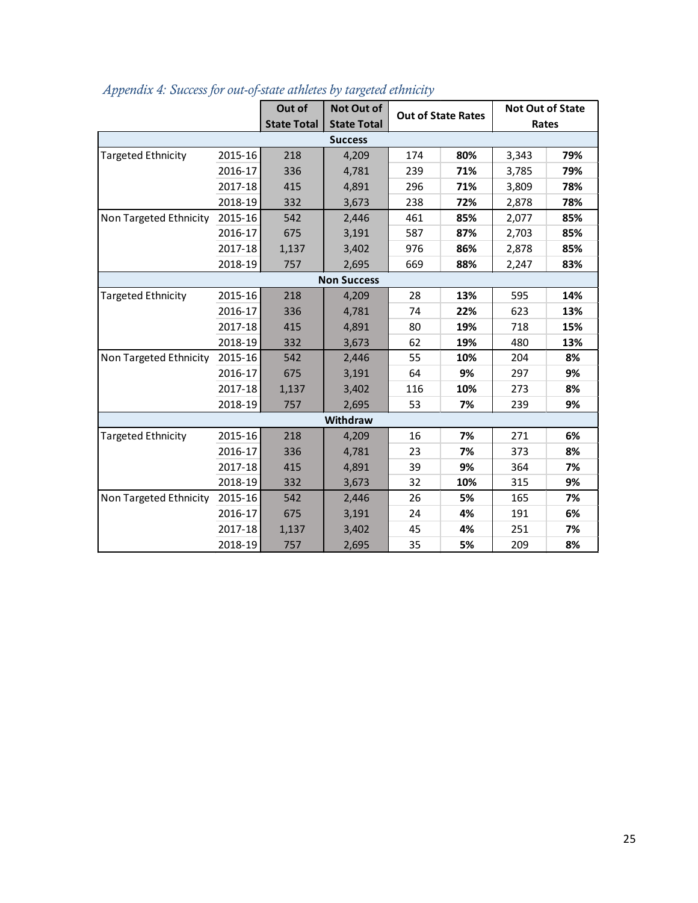*Appendix 4: Success for out-of-state athletes by targeted ethnicity*

| | | Out of State Total | Not Out of State Total | Out of State Rates | | Not Out of State Rates | |
|---|---|---|---|---|---|---|---|
| **Success** | | | | | | | |
| Targeted Ethnicity | 2015-16 | 218 | 4,209 | 174 | **80%** | 3,343 | **79%** |
| | 2016-17 | 336 | 4,781 | 239 | **71%** | 3,785 | **79%** |
| | 2017-18 | 415 | 4,891 | 296 | **71%** | 3,809 | **78%** |
| | 2018-19 | 332 | 3,673 | 238 | **72%** | 2,878 | **78%** |
| Non Targeted Ethnicity | 2015-16 | 542 | 2,446 | 461 | **85%** | 2,077 | **85%** |
| | 2016-17 | 675 | 3,191 | 587 | **87%** | 2,703 | **85%** |
| | 2017-18 | 1,137 | 3,402 | 976 | **86%** | 2,878 | **85%** |
| | 2018-19 | 757 | 2,695 | 669 | **88%** | 2,247 | **83%** |
| **Non Success** | | | | | | | |
| Targeted Ethnicity | 2015-16 | 218 | 4,209 | 28 | **13%** | 595 | **14%** |
| | 2016-17 | 336 | 4,781 | 74 | **22%** | 623 | **13%** |
| | 2017-18 | 415 | 4,891 | 80 | **19%** | 718 | **15%** |
| | 2018-19 | 332 | 3,673 | 62 | **19%** | 480 | **13%** |
| Non Targeted Ethnicity | 2015-16 | 542 | 2,446 | 55 | **10%** | 204 | **8%** |
| | 2016-17 | 675 | 3,191 | 64 | **9%** | 297 | **9%** |
| | 2017-18 | 1,137 | 3,402 | 116 | **10%** | 273 | **8%** |
| | 2018-19 | 757 | 2,695 | 53 | **7%** | 239 | **9%** |
| **Withdraw** | | | | | | | |
| Targeted Ethnicity | 2015-16 | 218 | 4,209 | 16 | **7%** | 271 | **6%** |
| | 2016-17 | 336 | 4,781 | 23 | **7%** | 373 | **8%** |
| | 2017-18 | 415 | 4,891 | 39 | **9%** | 364 | **7%** |
| | 2018-19 | 332 | 3,673 | 32 | **10%** | 315 | **9%** |
| Non Targeted Ethnicity | 2015-16 | 542 | 2,446 | 26 | **5%** | 165 | **7%** |
| | 2016-17 | 675 | 3,191 | 24 | **4%** | 191 | **6%** |
| | 2017-18 | 1,137 | 3,402 | 45 | **4%** | 251 | **7%** |
| | 2018-19 | 757 | 2,695 | 35 | **5%** | 209 | **8%** |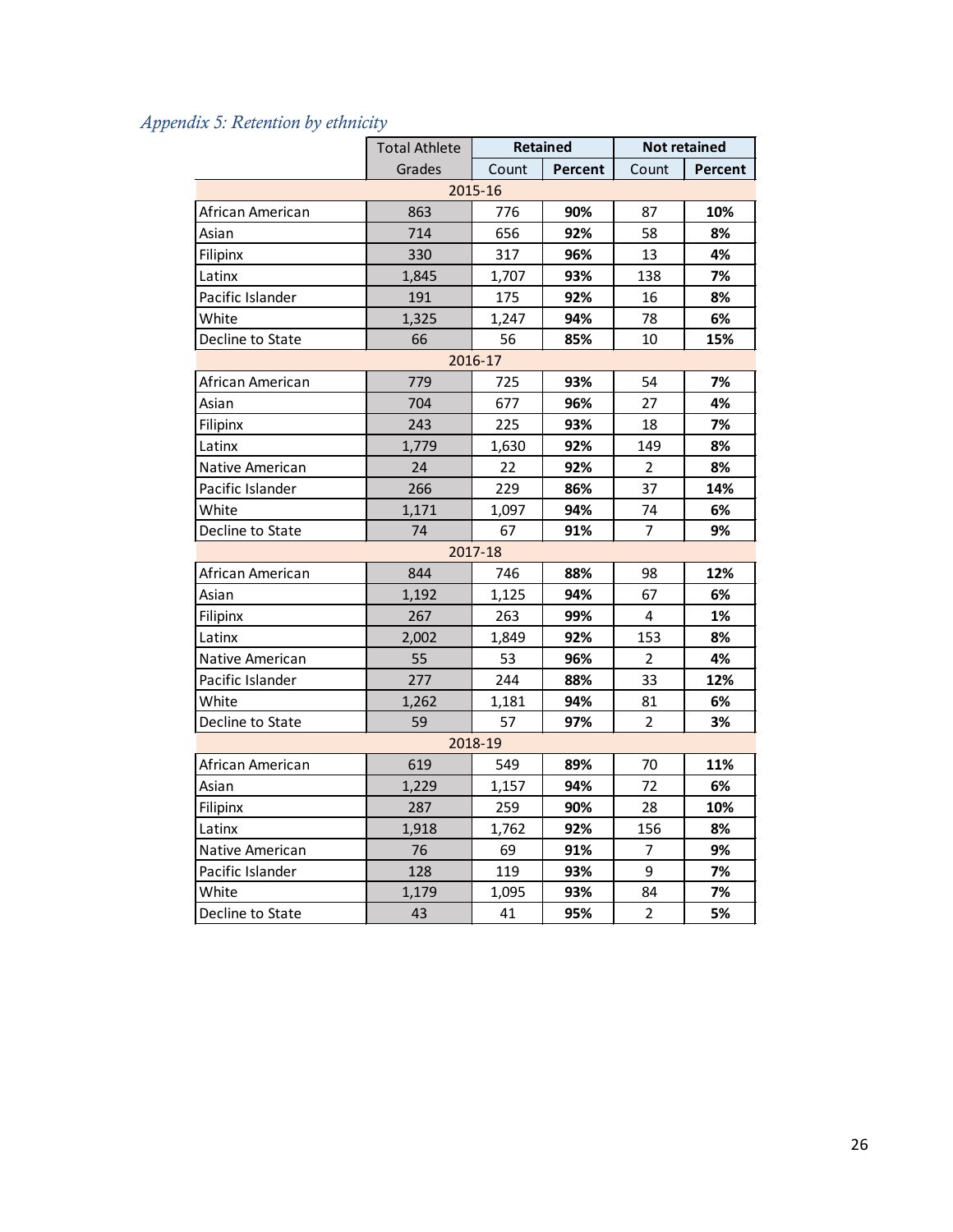*Appendix 5: Retention by ethnicity*

| | Total Athlete Grades | Retained | | Not retained | |
|---|---|---|---|---|---|
| | | Count | **Percent** | Count | **Percent** |
| **2015-16** | | | | | |
| African American | 863 | 776 | **90%** | 87 | **10%** |
| Asian | 714 | 656 | **92%** | 58 | **8%** |
| Filipinx | 330 | 317 | **96%** | 13 | **4%** |
| Latinx | 1,845 | 1,707 | **93%** | 138 | **7%** |
| Pacific Islander | 191 | 175 | **92%** | 16 | **8%** |
| White | 1,325 | 1,247 | **94%** | 78 | **6%** |
| Decline to State | 66 | 56 | **85%** | 10 | **15%** |
| **2016-17** | | | | | |
| African American | 779 | 725 | **93%** | 54 | **7%** |
| Asian | 704 | 677 | **96%** | 27 | **4%** |
| Filipinx | 243 | 225 | **93%** | 18 | **7%** |
| Latinx | 1,779 | 1,630 | **92%** | 149 | **8%** |
| Native American | 24 | 22 | **92%** | 2 | **8%** |
| Pacific Islander | 266 | 229 | **86%** | 37 | **14%** |
| White | 1,171 | 1,097 | **94%** | 74 | **6%** |
| Decline to State | 74 | 67 | **91%** | 7 | **9%** |
| **2017-18** | | | | | |
| African American | 844 | 746 | **88%** | 98 | **12%** |
| Asian | 1,192 | 1,125 | **94%** | 67 | **6%** |
| Filipinx | 267 | 263 | **99%** | 4 | **1%** |
| Latinx | 2,002 | 1,849 | **92%** | 153 | **8%** |
| Native American | 55 | 53 | **96%** | 2 | **4%** |
| Pacific Islander | 277 | 244 | **88%** | 33 | **12%** |
| White | 1,262 | 1,181 | **94%** | 81 | **6%** |
| Decline to State | 59 | 57 | **97%** | 2 | **3%** |
| **2018-19** | | | | | |
| African American | 619 | 549 | **89%** | 70 | **11%** |
| Asian | 1,229 | 1,157 | **94%** | 72 | **6%** |
| Filipinx | 287 | 259 | **90%** | 28 | **10%** |
| Latinx | 1,918 | 1,762 | **92%** | 156 | **8%** |
| Native American | 76 | 69 | **91%** | 7 | **9%** |
| Pacific Islander | 128 | 119 | **93%** | 9 | **7%** |
| White | 1,179 | 1,095 | **93%** | 84 | **7%** |
| Decline to State | 43 | 41 | **95%** | 2 | **5%** |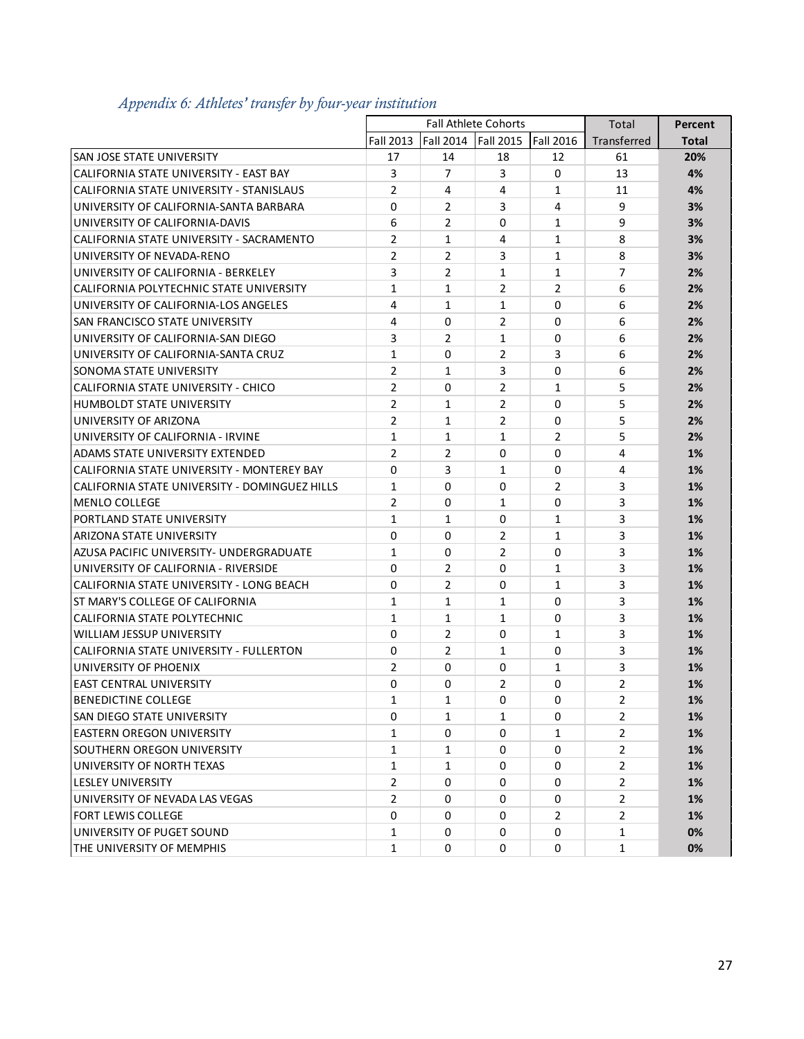*Appendix 6: Athletes' transfer by four-year institution*

| | Fall Athlete Cohorts | | | | Total | **Percent** |
|---|---|---|---|---|---|---|
| | Fall 2013 | Fall 2014 | Fall 2015 | Fall 2016 | Transferred | **Total** |
| SAN JOSE STATE UNIVERSITY | 17 | 14 | 18 | 12 | 61 | **20%** |
| CALIFORNIA STATE UNIVERSITY - EAST BAY | 3 | 7 | 3 | 0 | 13 | **4%** |
| CALIFORNIA STATE UNIVERSITY - STANISLAUS | 2 | 4 | 4 | 1 | 11 | **4%** |
| UNIVERSITY OF CALIFORNIA-SANTA BARBARA | 0 | 2 | 3 | 4 | 9 | **3%** |
| UNIVERSITY OF CALIFORNIA-DAVIS | 6 | 2 | 0 | 1 | 9 | **3%** |
| CALIFORNIA STATE UNIVERSITY - SACRAMENTO | 2 | 1 | 4 | 1 | 8 | **3%** |
| UNIVERSITY OF NEVADA-RENO | 2 | 2 | 3 | 1 | 8 | **3%** |
| UNIVERSITY OF CALIFORNIA - BERKELEY | 3 | 2 | 1 | 1 | 7 | **2%** |
| CALIFORNIA POLYTECHNIC STATE UNIVERSITY | 1 | 1 | 2 | 2 | 6 | **2%** |
| UNIVERSITY OF CALIFORNIA-LOS ANGELES | 4 | 1 | 1 | 0 | 6 | **2%** |
| SAN FRANCISCO STATE UNIVERSITY | 4 | 0 | 2 | 0 | 6 | **2%** |
| UNIVERSITY OF CALIFORNIA-SAN DIEGO | 3 | 2 | 1 | 0 | 6 | **2%** |
| UNIVERSITY OF CALIFORNIA-SANTA CRUZ | 1 | 0 | 2 | 3 | 6 | **2%** |
| SONOMA STATE UNIVERSITY | 2 | 1 | 3 | 0 | 6 | **2%** |
| CALIFORNIA STATE UNIVERSITY - CHICO | 2 | 0 | 2 | 1 | 5 | **2%** |
| HUMBOLDT STATE UNIVERSITY | 2 | 1 | 2 | 0 | 5 | **2%** |
| UNIVERSITY OF ARIZONA | 2 | 1 | 2 | 0 | 5 | **2%** |
| UNIVERSITY OF CALIFORNIA - IRVINE | 1 | 1 | 1 | 2 | 5 | **2%** |
| ADAMS STATE UNIVERSITY EXTENDED | 2 | 2 | 0 | 0 | 4 | **1%** |
| CALIFORNIA STATE UNIVERSITY - MONTEREY BAY | 0 | 3 | 1 | 0 | 4 | **1%** |
| CALIFORNIA STATE UNIVERSITY - DOMINGUEZ HILLS | 1 | 0 | 0 | 2 | 3 | **1%** |
| MENLO COLLEGE | 2 | 0 | 1 | 0 | 3 | **1%** |
| PORTLAND STATE UNIVERSITY | 1 | 1 | 0 | 1 | 3 | **1%** |
| ARIZONA STATE UNIVERSITY | 0 | 0 | 2 | 1 | 3 | **1%** |
| AZUSA PACIFIC UNIVERSITY- UNDERGRADUATE | 1 | 0 | 2 | 0 | 3 | **1%** |
| UNIVERSITY OF CALIFORNIA - RIVERSIDE | 0 | 2 | 0 | 1 | 3 | **1%** |
| CALIFORNIA STATE UNIVERSITY - LONG BEACH | 0 | 2 | 0 | 1 | 3 | **1%** |
| ST MARY'S COLLEGE OF CALIFORNIA | 1 | 1 | 1 | 0 | 3 | **1%** |
| CALIFORNIA STATE POLYTECHNIC | 1 | 1 | 1 | 0 | 3 | **1%** |
| WILLIAM JESSUP UNIVERSITY | 0 | 2 | 0 | 1 | 3 | **1%** |
| CALIFORNIA STATE UNIVERSITY - FULLERTON | 0 | 2 | 1 | 0 | 3 | **1%** |
| UNIVERSITY OF PHOENIX | 2 | 0 | 0 | 1 | 3 | **1%** |
| EAST CENTRAL UNIVERSITY | 0 | 0 | 2 | 0 | 2 | **1%** |
| BENEDICTINE COLLEGE | 1 | 1 | 0 | 0 | 2 | **1%** |
| SAN DIEGO STATE UNIVERSITY | 0 | 1 | 1 | 0 | 2 | **1%** |
| EASTERN OREGON UNIVERSITY | 1 | 0 | 0 | 1 | 2 | **1%** |
| SOUTHERN OREGON UNIVERSITY | 1 | 1 | 0 | 0 | 2 | **1%** |
| UNIVERSITY OF NORTH TEXAS | 1 | 1 | 0 | 0 | 2 | **1%** |
| LESLEY UNIVERSITY | 2 | 0 | 0 | 0 | 2 | **1%** |
| UNIVERSITY OF NEVADA LAS VEGAS | 2 | 0 | 0 | 0 | 2 | **1%** |
| FORT LEWIS COLLEGE | 0 | 0 | 0 | 2 | 2 | **1%** |
| UNIVERSITY OF PUGET SOUND | 1 | 0 | 0 | 0 | 1 | **0%** |
| THE UNIVERSITY OF MEMPHIS | 1 | 0 | 0 | 0 | 1 | **0%** |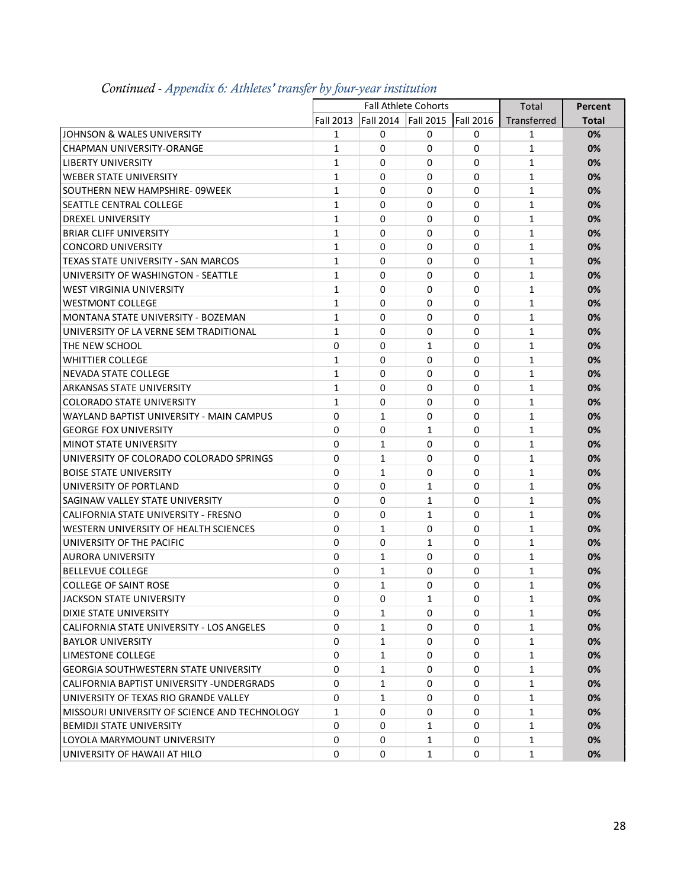*Continued - Appendix 6: Athletes' transfer by four-year institution*

| | Fall Athlete Cohorts | | | | Total | Percent |
|---|---|---|---|---|---|---|
| | Fall 2013 | Fall 2014 | Fall 2015 | Fall 2016 | Transferred | **Total** |
| JOHNSON & WALES UNIVERSITY | 1 | 0 | 0 | 0 | 1 | **0%** |
| CHAPMAN UNIVERSITY-ORANGE | 1 | 0 | 0 | 0 | 1 | **0%** |
| LIBERTY UNIVERSITY | 1 | 0 | 0 | 0 | 1 | **0%** |
| WEBER STATE UNIVERSITY | 1 | 0 | 0 | 0 | 1 | **0%** |
| SOUTHERN NEW HAMPSHIRE- 09WEEK | 1 | 0 | 0 | 0 | 1 | **0%** |
| SEATTLE CENTRAL COLLEGE | 1 | 0 | 0 | 0 | 1 | **0%** |
| DREXEL UNIVERSITY | 1 | 0 | 0 | 0 | 1 | **0%** |
| BRIAR CLIFF UNIVERSITY | 1 | 0 | 0 | 0 | 1 | **0%** |
| CONCORD UNIVERSITY | 1 | 0 | 0 | 0 | 1 | **0%** |
| TEXAS STATE UNIVERSITY - SAN MARCOS | 1 | 0 | 0 | 0 | 1 | **0%** |
| UNIVERSITY OF WASHINGTON - SEATTLE | 1 | 0 | 0 | 0 | 1 | **0%** |
| WEST VIRGINIA UNIVERSITY | 1 | 0 | 0 | 0 | 1 | **0%** |
| WESTMONT COLLEGE | 1 | 0 | 0 | 0 | 1 | **0%** |
| MONTANA STATE UNIVERSITY - BOZEMAN | 1 | 0 | 0 | 0 | 1 | **0%** |
| UNIVERSITY OF LA VERNE SEM TRADITIONAL | 1 | 0 | 0 | 0 | 1 | **0%** |
| THE NEW SCHOOL | 0 | 0 | 1 | 0 | 1 | **0%** |
| WHITTIER COLLEGE | 1 | 0 | 0 | 0 | 1 | **0%** |
| NEVADA STATE COLLEGE | 1 | 0 | 0 | 0 | 1 | **0%** |
| ARKANSAS STATE UNIVERSITY | 1 | 0 | 0 | 0 | 1 | **0%** |
| COLORADO STATE UNIVERSITY | 1 | 0 | 0 | 0 | 1 | **0%** |
| WAYLAND BAPTIST UNIVERSITY - MAIN CAMPUS | 0 | 1 | 0 | 0 | 1 | **0%** |
| GEORGE FOX UNIVERSITY | 0 | 0 | 1 | 0 | 1 | **0%** |
| MINOT STATE UNIVERSITY | 0 | 1 | 0 | 0 | 1 | **0%** |
| UNIVERSITY OF COLORADO COLORADO SPRINGS | 0 | 1 | 0 | 0 | 1 | **0%** |
| BOISE STATE UNIVERSITY | 0 | 1 | 0 | 0 | 1 | **0%** |
| UNIVERSITY OF PORTLAND | 0 | 0 | 1 | 0 | 1 | **0%** |
| SAGINAW VALLEY STATE UNIVERSITY | 0 | 0 | 1 | 0 | 1 | **0%** |
| CALIFORNIA STATE UNIVERSITY - FRESNO | 0 | 0 | 1 | 0 | 1 | **0%** |
| WESTERN UNIVERSITY OF HEALTH SCIENCES | 0 | 1 | 0 | 0 | 1 | **0%** |
| UNIVERSITY OF THE PACIFIC | 0 | 0 | 1 | 0 | 1 | **0%** |
| AURORA UNIVERSITY | 0 | 1 | 0 | 0 | 1 | **0%** |
| BELLEVUE COLLEGE | 0 | 1 | 0 | 0 | 1 | **0%** |
| COLLEGE OF SAINT ROSE | 0 | 1 | 0 | 0 | 1 | **0%** |
| JACKSON STATE UNIVERSITY | 0 | 0 | 1 | 0 | 1 | **0%** |
| DIXIE STATE UNIVERSITY | 0 | 1 | 0 | 0 | 1 | **0%** |
| CALIFORNIA STATE UNIVERSITY - LOS ANGELES | 0 | 1 | 0 | 0 | 1 | **0%** |
| BAYLOR UNIVERSITY | 0 | 1 | 0 | 0 | 1 | **0%** |
| LIMESTONE COLLEGE | 0 | 1 | 0 | 0 | 1 | **0%** |
| GEORGIA SOUTHWESTERN STATE UNIVERSITY | 0 | 1 | 0 | 0 | 1 | **0%** |
| CALIFORNIA BAPTIST UNIVERSITY -UNDERGRADS | 0 | 1 | 0 | 0 | 1 | **0%** |
| UNIVERSITY OF TEXAS RIO GRANDE VALLEY | 0 | 1 | 0 | 0 | 1 | **0%** |
| MISSOURI UNIVERSITY OF SCIENCE AND TECHNOLOGY | 1 | 0 | 0 | 0 | 1 | **0%** |
| BEMIDJI STATE UNIVERSITY | 0 | 0 | 1 | 0 | 1 | **0%** |
| LOYOLA MARYMOUNT UNIVERSITY | 0 | 0 | 1 | 0 | 1 | **0%** |
| UNIVERSITY OF HAWAII AT HILO | 0 | 0 | 1 | 0 | 1 | **0%** |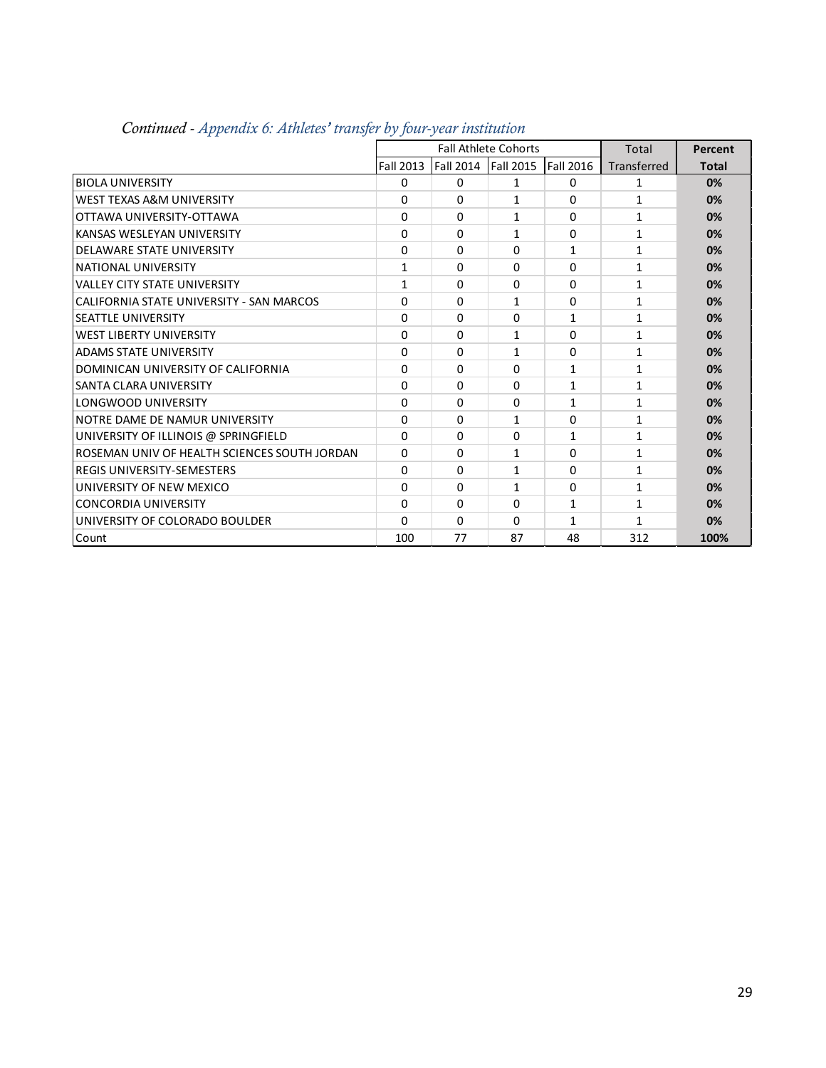*Continued - Appendix 6: Athletes' transfer by four-year institution*

| | Fall Athlete Cohorts | | | | Total | **Percent** |
|---|---|---|---|---|---|---|
| | Fall 2013 | Fall 2014 | Fall 2015 | Fall 2016 | Transferred | **Total** |
| BIOLA UNIVERSITY | 0 | 0 | 1 | 0 | 1 | **0%** |
| WEST TEXAS A&M UNIVERSITY | 0 | 0 | 1 | 0 | 1 | **0%** |
| OTTAWA UNIVERSITY-OTTAWA | 0 | 0 | 1 | 0 | 1 | **0%** |
| KANSAS WESLEYAN UNIVERSITY | 0 | 0 | 1 | 0 | 1 | **0%** |
| DELAWARE STATE UNIVERSITY | 0 | 0 | 0 | 1 | 1 | **0%** |
| NATIONAL UNIVERSITY | 1 | 0 | 0 | 0 | 1 | **0%** |
| VALLEY CITY STATE UNIVERSITY | 1 | 0 | 0 | 0 | 1 | **0%** |
| CALIFORNIA STATE UNIVERSITY - SAN MARCOS | 0 | 0 | 1 | 0 | 1 | **0%** |
| SEATTLE UNIVERSITY | 0 | 0 | 0 | 1 | 1 | **0%** |
| WEST LIBERTY UNIVERSITY | 0 | 0 | 1 | 0 | 1 | **0%** |
| ADAMS STATE UNIVERSITY | 0 | 0 | 1 | 0 | 1 | **0%** |
| DOMINICAN UNIVERSITY OF CALIFORNIA | 0 | 0 | 0 | 1 | 1 | **0%** |
| SANTA CLARA UNIVERSITY | 0 | 0 | 0 | 1 | 1 | **0%** |
| LONGWOOD UNIVERSITY | 0 | 0 | 0 | 1 | 1 | **0%** |
| NOTRE DAME DE NAMUR UNIVERSITY | 0 | 0 | 1 | 0 | 1 | **0%** |
| UNIVERSITY OF ILLINOIS @ SPRINGFIELD | 0 | 0 | 0 | 1 | 1 | **0%** |
| ROSEMAN UNIV OF HEALTH SCIENCES SOUTH JORDAN | 0 | 0 | 1 | 0 | 1 | **0%** |
| REGIS UNIVERSITY-SEMESTERS | 0 | 0 | 1 | 0 | 1 | **0%** |
| UNIVERSITY OF NEW MEXICO | 0 | 0 | 1 | 0 | 1 | **0%** |
| CONCORDIA UNIVERSITY | 0 | 0 | 0 | 1 | 1 | **0%** |
| UNIVERSITY OF COLORADO BOULDER | 0 | 0 | 0 | 1 | 1 | **0%** |
| Count | 100 | 77 | 87 | 48 | 312 | **100%** |